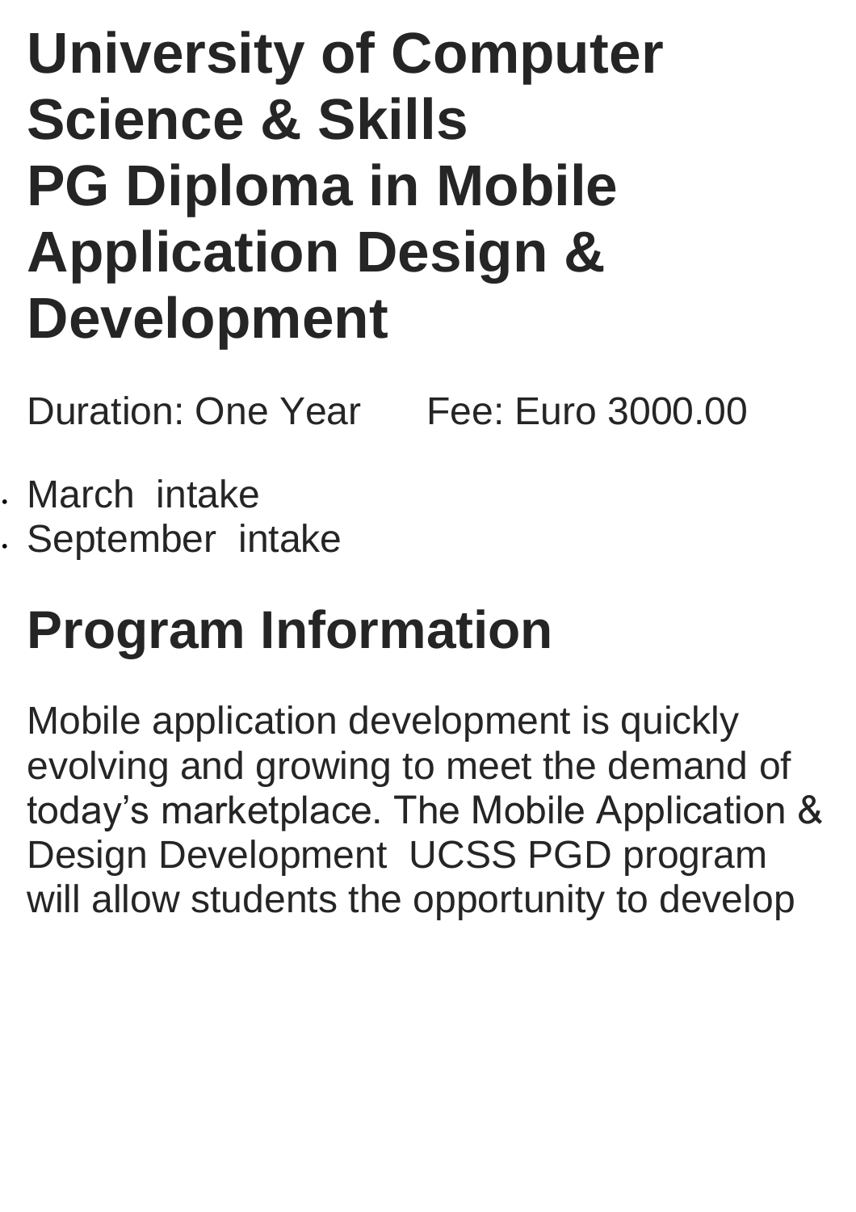# University of Computer Science & Skills
# PG Diploma in Mobile Application Design & Development

Duration: One Year      Fee: Euro 3000.00

- March  intake
- September  intake

# Program Information

Mobile application development is quickly evolving and growing to meet the demand of today’s marketplace. The Mobile Application & Design Development  UCSS PGD program will allow students the opportunity to develop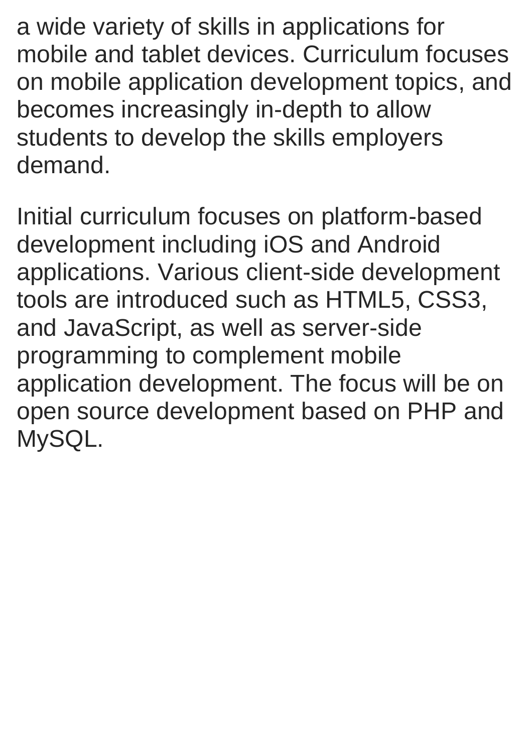a wide variety of skills in applications for mobile and tablet devices. Curriculum focuses on mobile application development topics, and becomes increasingly in-depth to allow students to develop the skills employers demand.

Initial curriculum focuses on platform-based development including iOS and Android applications. Various client-side development tools are introduced such as HTML5, CSS3, and JavaScript, as well as server-side programming to complement mobile application development. The focus will be on open source development based on PHP and MySQL.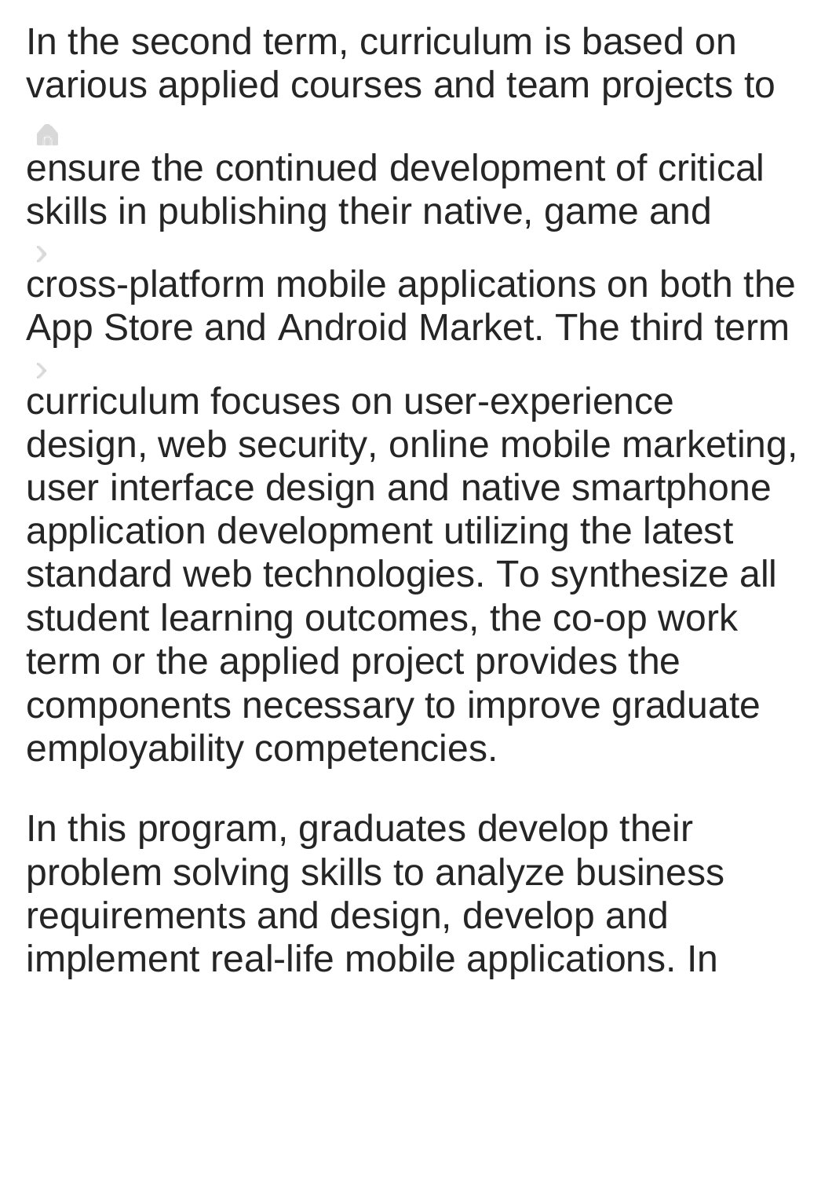In the second term, curriculum is based on various applied courses and team projects to ensure the continued development of critical skills in publishing their native, game and cross-platform mobile applications on both the App Store and Android Market. The third term curriculum focuses on user-experience design, web security, online mobile marketing, user interface design and native smartphone application development utilizing the latest standard web technologies. To synthesize all student learning outcomes, the co-op work term or the applied project provides the components necessary to improve graduate employability competencies.

In this program, graduates develop their problem solving skills to analyze business requirements and design, develop and implement real-life mobile applications. In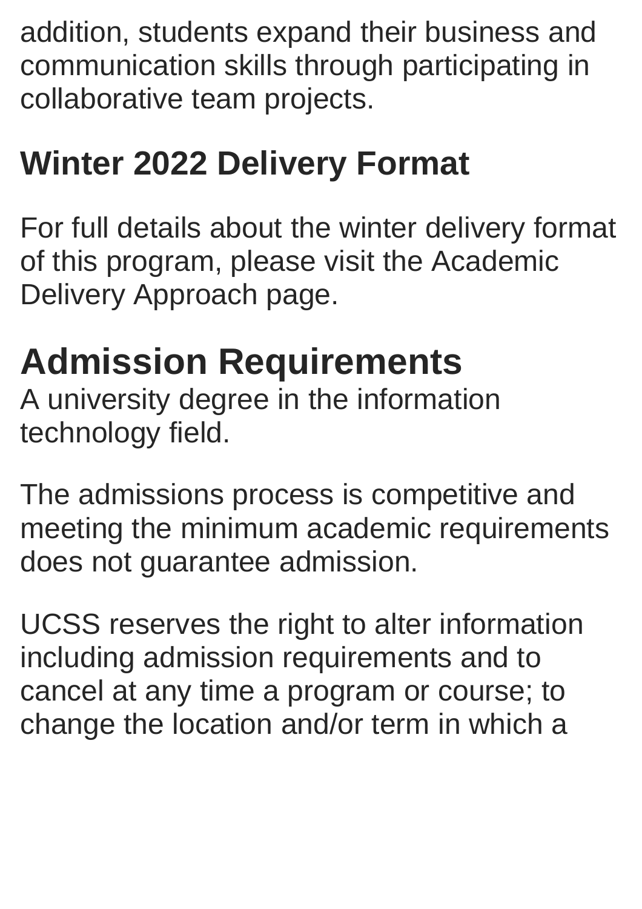addition, students expand their business and communication skills through participating in collaborative team projects.

### Winter 2022 Delivery Format

For full details about the winter delivery format of this program, please visit the Academic Delivery Approach page.

## Admission Requirements

A university degree in the information technology field.

The admissions process is competitive and meeting the minimum academic requirements does not guarantee admission.

UCSS reserves the right to alter information including admission requirements and to cancel at any time a program or course; to change the location and/or term in which a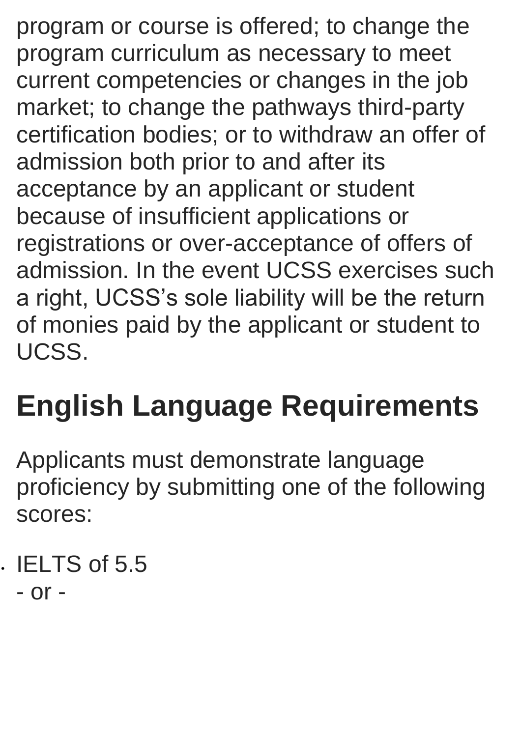program or course is offered; to change the program curriculum as necessary to meet current competencies or changes in the job market; to change the pathways third-party certification bodies; or to withdraw an offer of admission both prior to and after its acceptance by an applicant or student because of insufficient applications or registrations or over-acceptance of offers of admission. In the event UCSS exercises such a right, UCSS's sole liability will be the return of monies paid by the applicant or student to UCSS.

## English Language Requirements

Applicants must demonstrate language proficiency by submitting one of the following scores:

- IELTS of 5.5
  - or -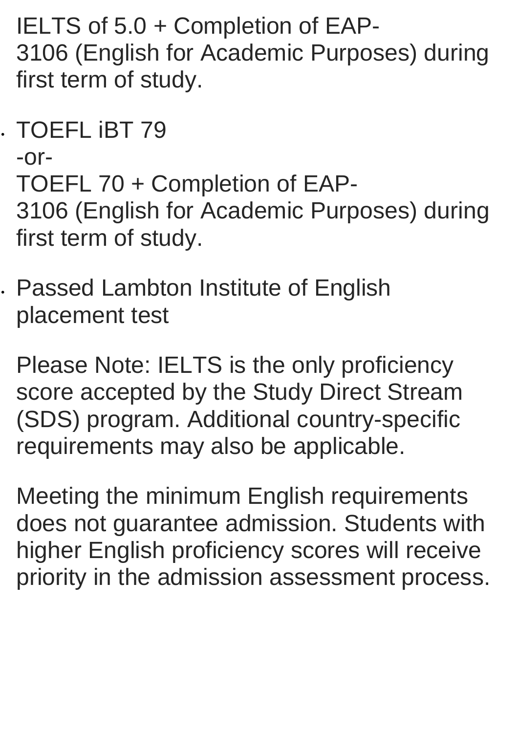IELTS of 5.0 + Completion of EAP-3106 (English for Academic Purposes) during first term of study.

- TOEFL iBT 79
  -or-
  TOEFL 70 + Completion of EAP-3106 (English for Academic Purposes) during first term of study.
- Passed Lambton Institute of English placement test

Please Note: IELTS is the only proficiency score accepted by the Study Direct Stream (SDS) program. Additional country-specific requirements may also be applicable.

Meeting the minimum English requirements does not guarantee admission. Students with higher English proficiency scores will receive priority in the admission assessment process.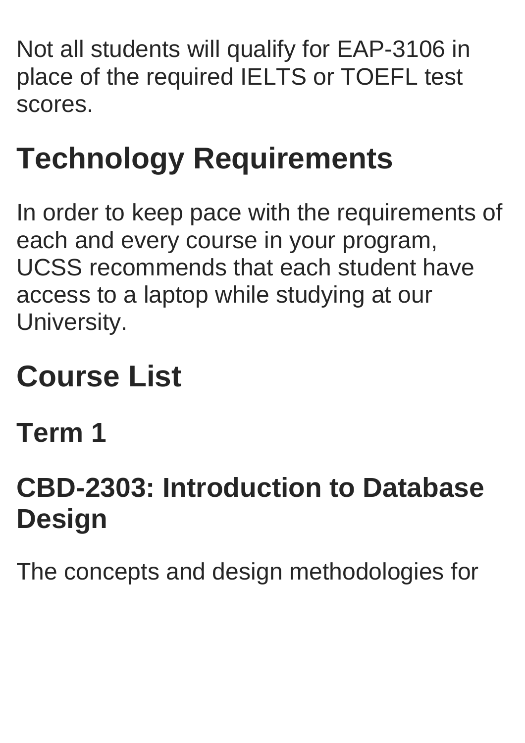Not all students will qualify for EAP-3106 in place of the required IELTS or TOEFL test scores.

## Technology Requirements

In order to keep pace with the requirements of each and every course in your program, UCSS recommends that each student have access to a laptop while studying at our University.

## Course List

### Term 1

### CBD-2303: Introduction to Database Design

The concepts and design methodologies for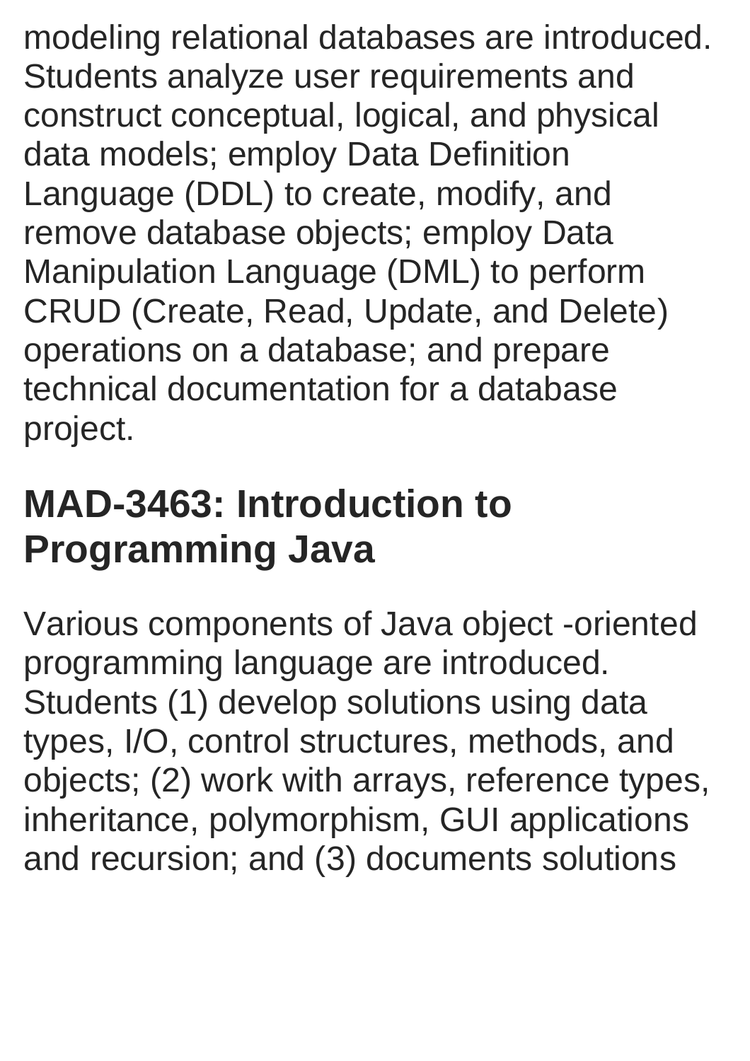modeling relational databases are introduced. Students analyze user requirements and construct conceptual, logical, and physical data models; employ Data Definition Language (DDL) to create, modify, and remove database objects; employ Data Manipulation Language (DML) to perform CRUD (Create, Read, Update, and Delete) operations on a database; and prepare technical documentation for a database project.

## MAD-3463: Introduction to Programming Java

Various components of Java object -oriented programming language are introduced. Students (1) develop solutions using data types, I/O, control structures, methods, and objects; (2) work with arrays, reference types, inheritance, polymorphism, GUI applications and recursion; and (3) documents solutions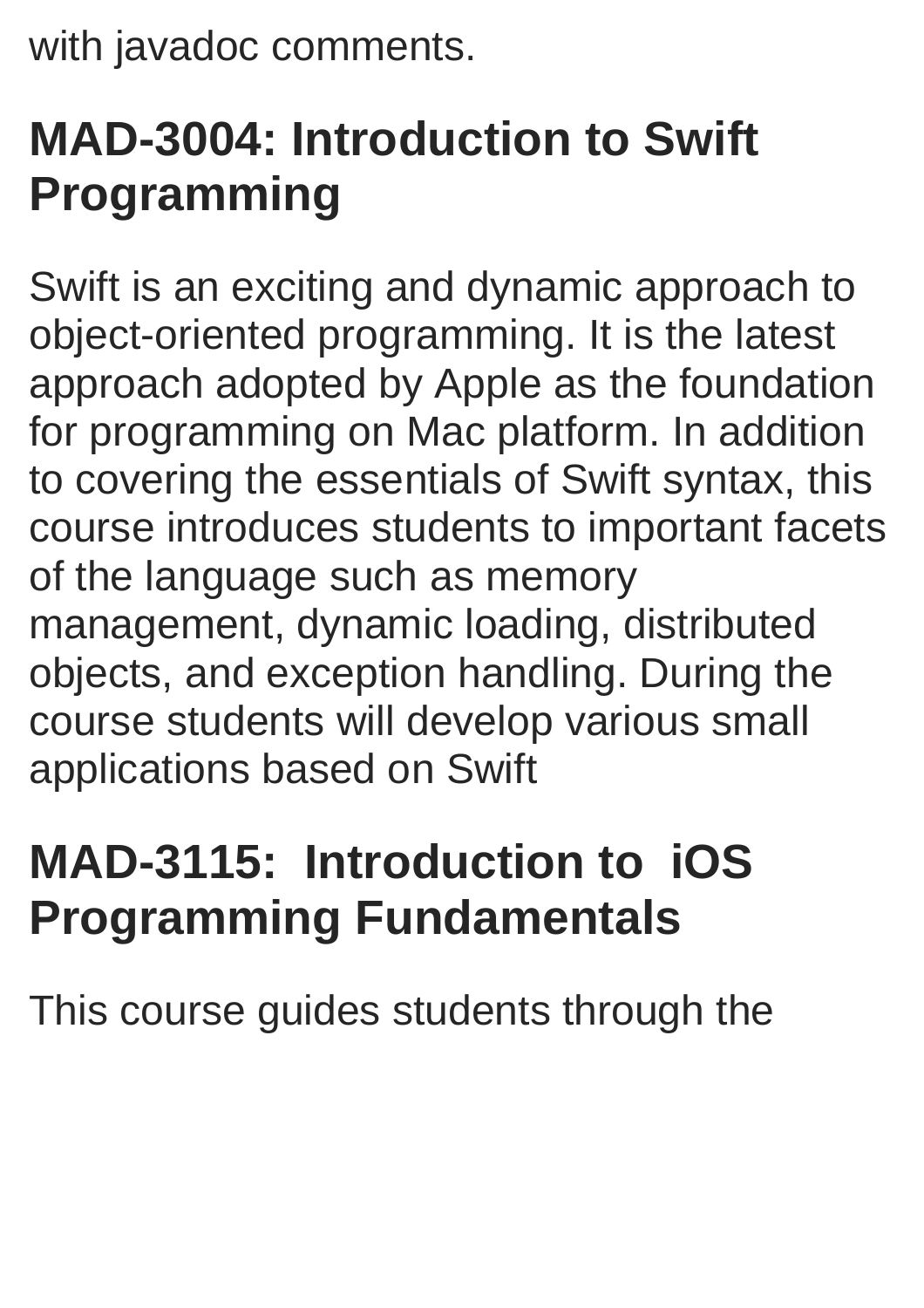with javadoc comments.

## MAD-3004: Introduction to Swift Programming

Swift is an exciting and dynamic approach to object-oriented programming. It is the latest approach adopted by Apple as the foundation for programming on Mac platform. In addition to covering the essentials of Swift syntax, this course introduces students to important facets of the language such as memory management, dynamic loading, distributed objects, and exception handling. During the course students will develop various small applications based on Swift

## MAD-3115: Introduction to iOS Programming Fundamentals

This course guides students through the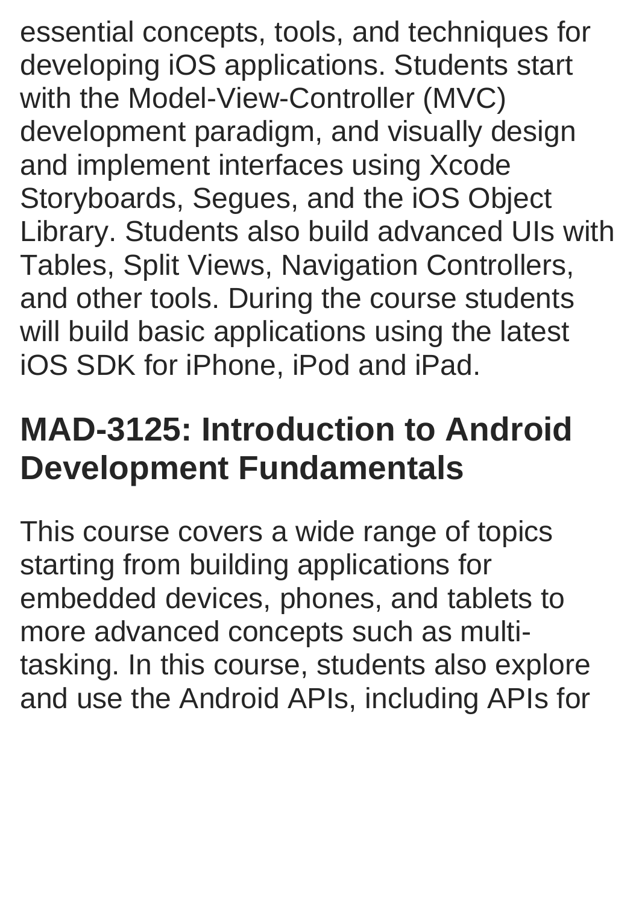essential concepts, tools, and techniques for developing iOS applications. Students start with the Model-View-Controller (MVC) development paradigm, and visually design and implement interfaces using Xcode Storyboards, Segues, and the iOS Object Library. Students also build advanced UIs with Tables, Split Views, Navigation Controllers, and other tools. During the course students will build basic applications using the latest iOS SDK for iPhone, iPod and iPad.

## MAD-3125: Introduction to Android Development Fundamentals

This course covers a wide range of topics starting from building applications for embedded devices, phones, and tablets to more advanced concepts such as multi-tasking. In this course, students also explore and use the Android APIs, including APIs for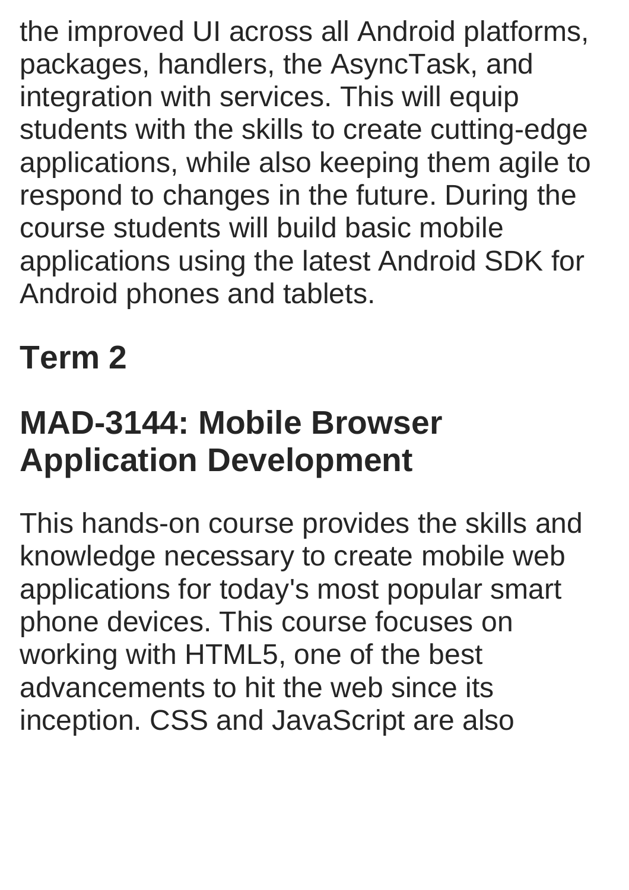the improved UI across all Android platforms, packages, handlers, the AsyncTask, and integration with services. This will equip students with the skills to create cutting-edge applications, while also keeping them agile to respond to changes in the future. During the course students will build basic mobile applications using the latest Android SDK for Android phones and tablets.

## Term 2

## MAD-3144: Mobile Browser Application Development

This hands-on course provides the skills and knowledge necessary to create mobile web applications for today's most popular smart phone devices. This course focuses on working with HTML5, one of the best advancements to hit the web since its inception. CSS and JavaScript are also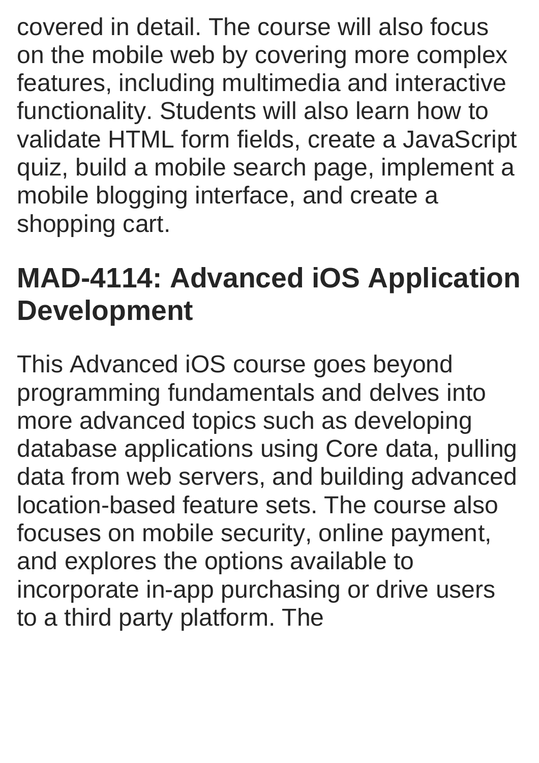covered in detail. The course will also focus on the mobile web by covering more complex features, including multimedia and interactive functionality. Students will also learn how to validate HTML form fields, create a JavaScript quiz, build a mobile search page, implement a mobile blogging interface, and create a shopping cart.

## MAD-4114: Advanced iOS Application Development

This Advanced iOS course goes beyond programming fundamentals and delves into more advanced topics such as developing database applications using Core data, pulling data from web servers, and building advanced location-based feature sets. The course also focuses on mobile security, online payment, and explores the options available to incorporate in-app purchasing or drive users to a third party platform. The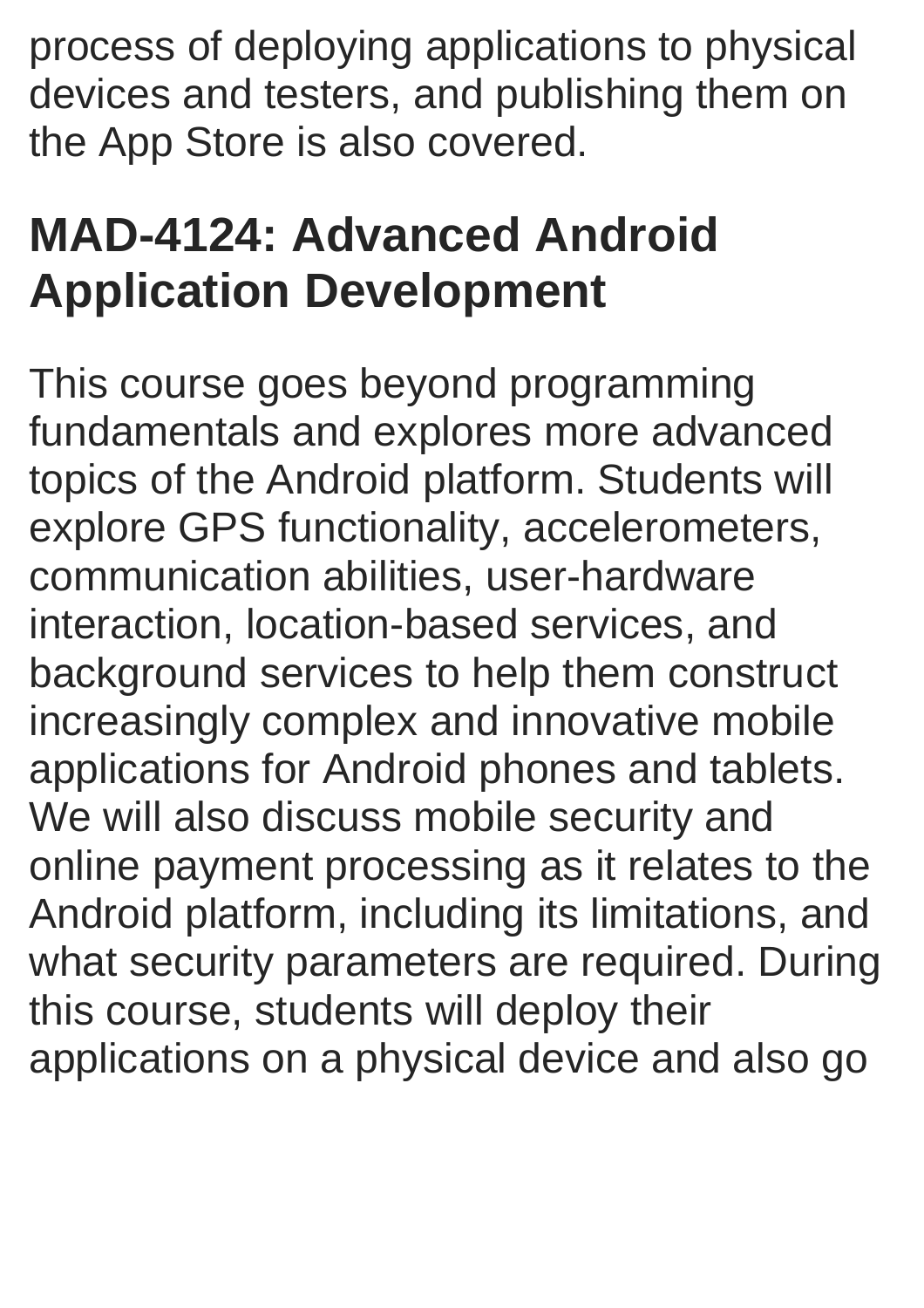process of deploying applications to physical devices and testers, and publishing them on the App Store is also covered.

## MAD-4124: Advanced Android Application Development

This course goes beyond programming fundamentals and explores more advanced topics of the Android platform. Students will explore GPS functionality, accelerometers, communication abilities, user-hardware interaction, location-based services, and background services to help them construct increasingly complex and innovative mobile applications for Android phones and tablets. We will also discuss mobile security and online payment processing as it relates to the Android platform, including its limitations, and what security parameters are required. During this course, students will deploy their applications on a physical device and also go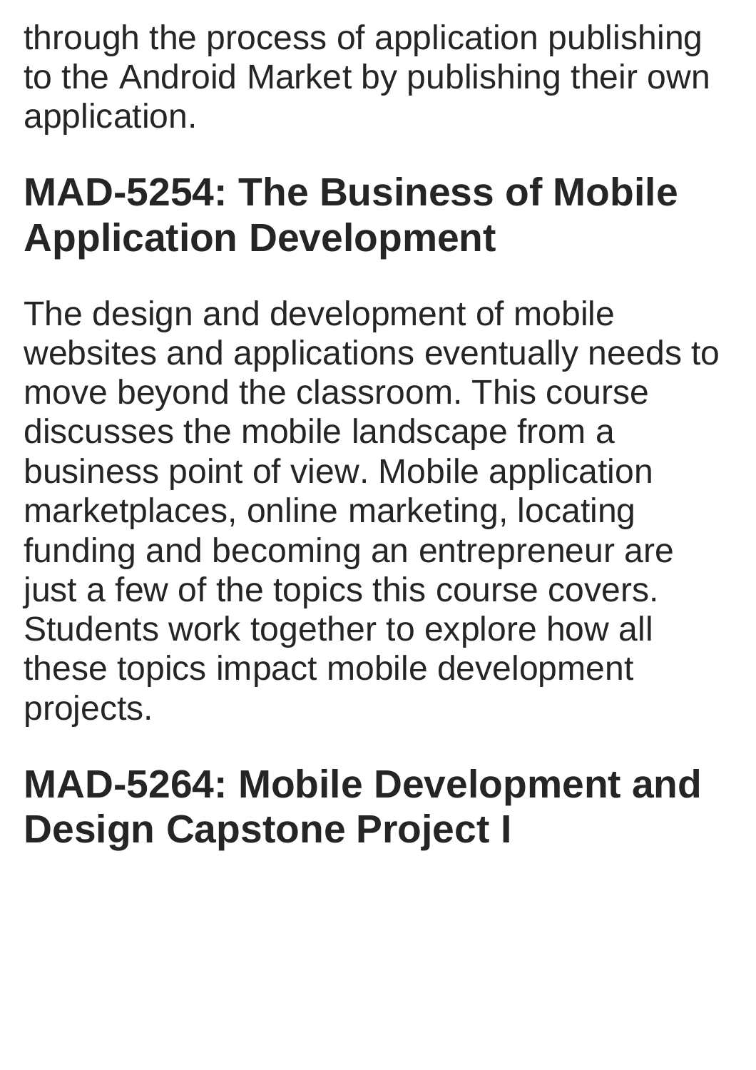through the process of application publishing to the Android Market by publishing their own application.

## MAD-5254: The Business of Mobile Application Development

The design and development of mobile websites and applications eventually needs to move beyond the classroom. This course discusses the mobile landscape from a business point of view. Mobile application marketplaces, online marketing, locating funding and becoming an entrepreneur are just a few of the topics this course covers. Students work together to explore how all these topics impact mobile development projects.

## MAD-5264: Mobile Development and Design Capstone Project I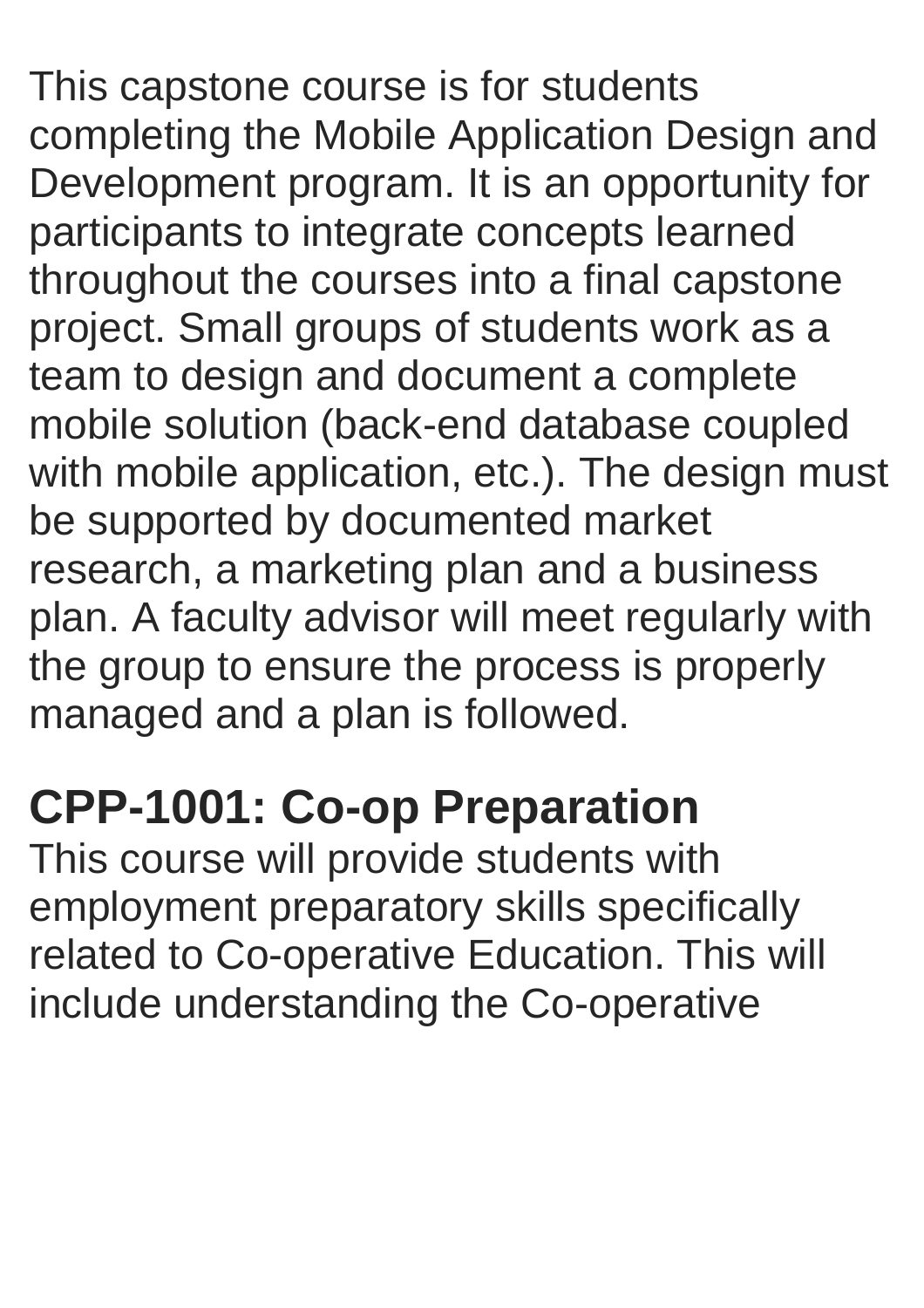This capstone course is for students completing the Mobile Application Design and Development program. It is an opportunity for participants to integrate concepts learned throughout the courses into a final capstone project. Small groups of students work as a team to design and document a complete mobile solution (back-end database coupled with mobile application, etc.). The design must be supported by documented market research, a marketing plan and a business plan. A faculty advisor will meet regularly with the group to ensure the process is properly managed and a plan is followed.

## CPP-1001: Co-op Preparation

This course will provide students with employment preparatory skills specifically related to Co-operative Education. This will include understanding the Co-operative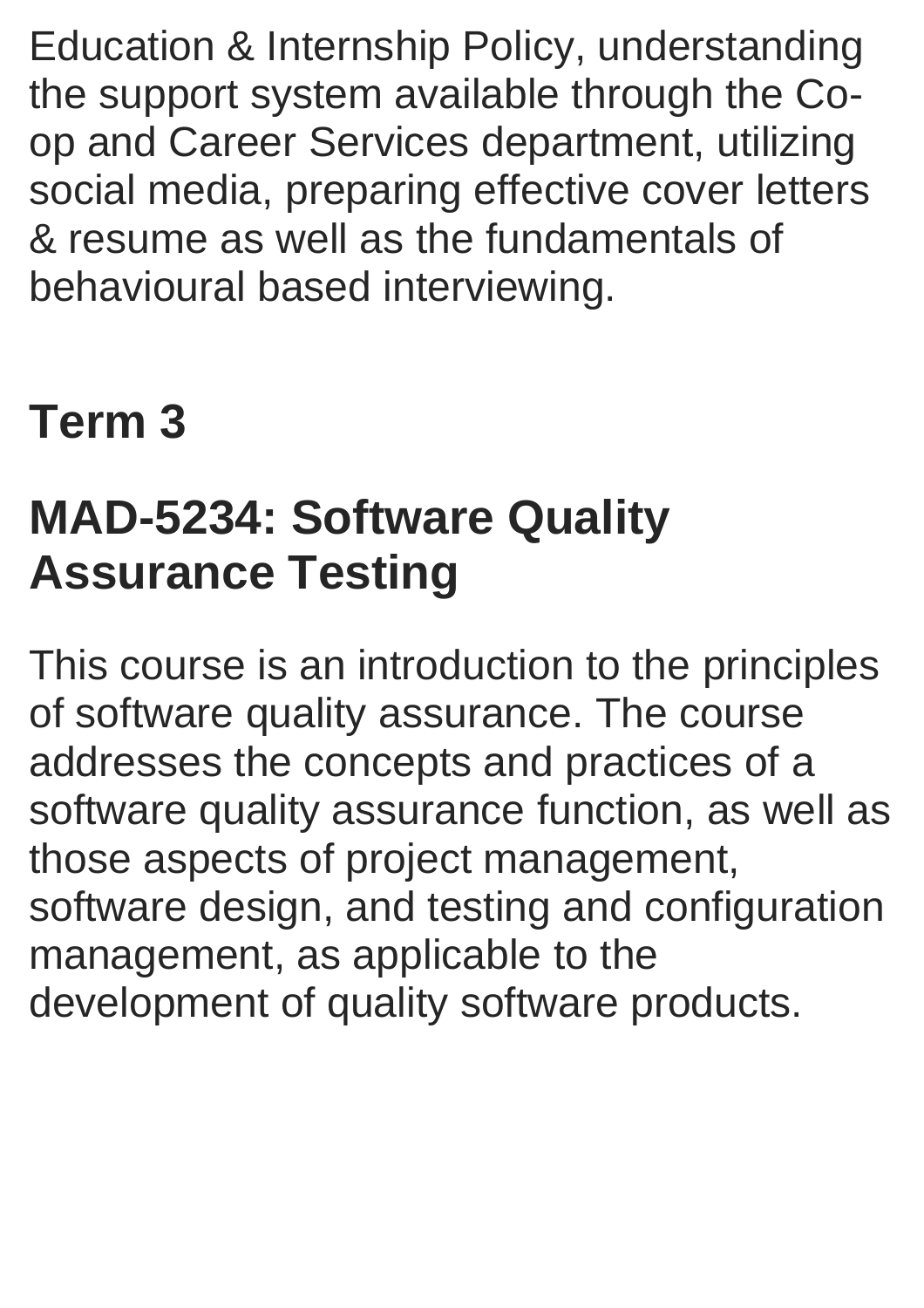Education & Internship Policy, understanding the support system available through the Co-op and Career Services department, utilizing social media, preparing effective cover letters & resume as well as the fundamentals of behavioural based interviewing.

## Term 3

## MAD-5234: Software Quality Assurance Testing

This course is an introduction to the principles of software quality assurance. The course addresses the concepts and practices of a software quality assurance function, as well as those aspects of project management, software design, and testing and configuration management, as applicable to the development of quality software products.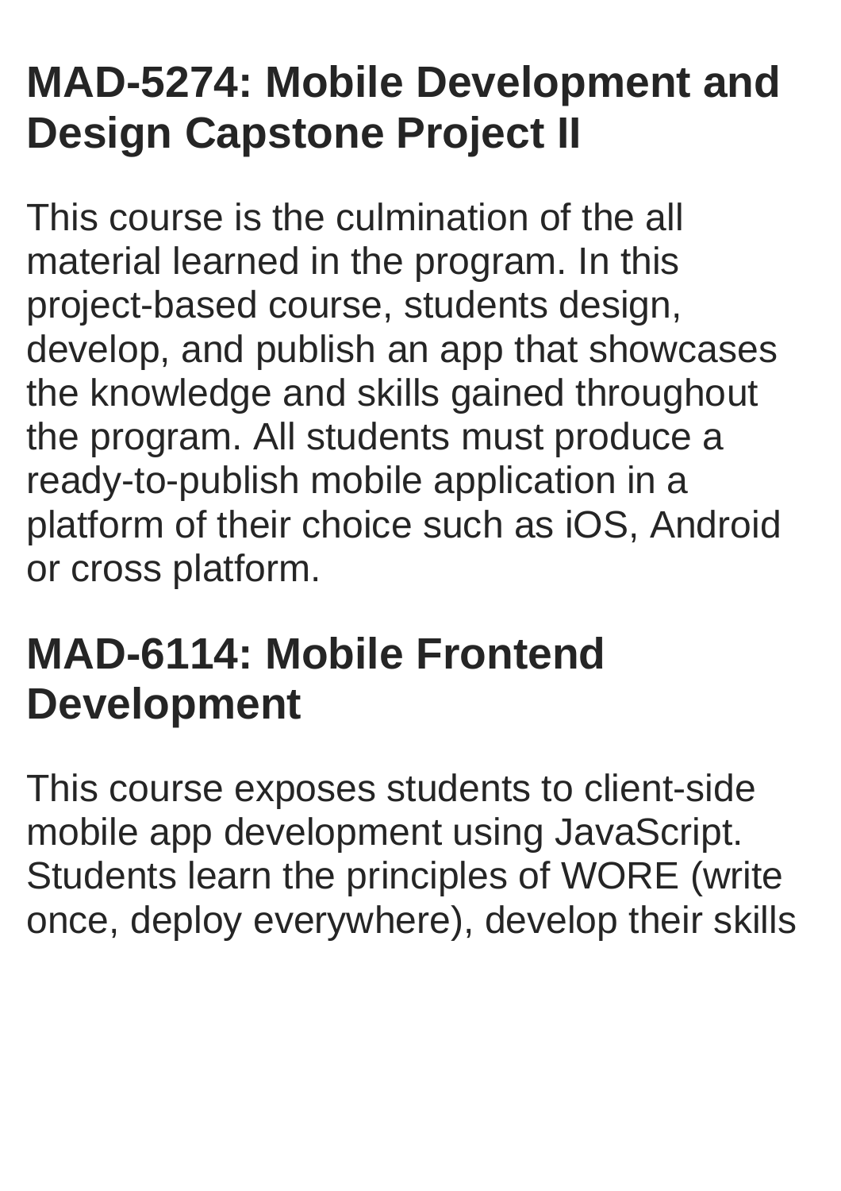## MAD-5274: Mobile Development and Design Capstone Project II

This course is the culmination of the all material learned in the program. In this project-based course, students design, develop, and publish an app that showcases the knowledge and skills gained throughout the program. All students must produce a ready-to-publish mobile application in a platform of their choice such as iOS, Android or cross platform.

## MAD-6114: Mobile Frontend Development

This course exposes students to client-side mobile app development using JavaScript. Students learn the principles of WORE (write once, deploy everywhere), develop their skills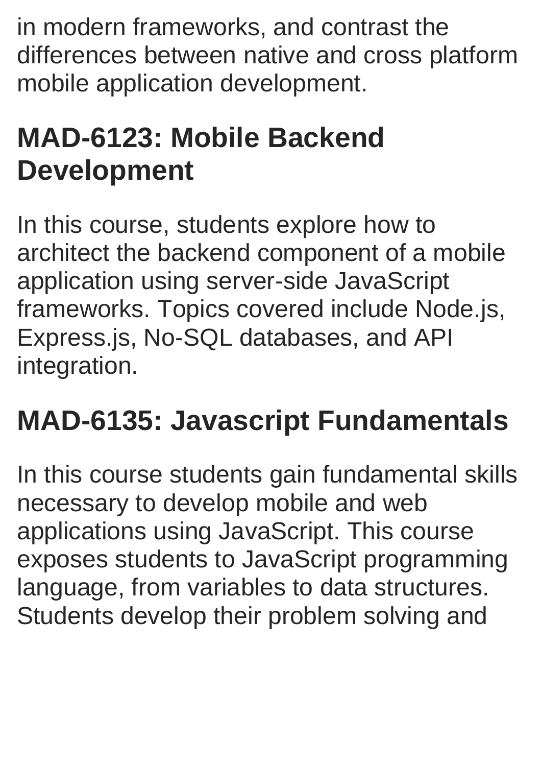in modern frameworks, and contrast the differences between native and cross platform mobile application development.

## MAD-6123: Mobile Backend Development

In this course, students explore how to architect the backend component of a mobile application using server-side JavaScript frameworks. Topics covered include Node.js, Express.js, No-SQL databases, and API integration.

## MAD-6135: Javascript Fundamentals

In this course students gain fundamental skills necessary to develop mobile and web applications using JavaScript. This course exposes students to JavaScript programming language, from variables to data structures. Students develop their problem solving and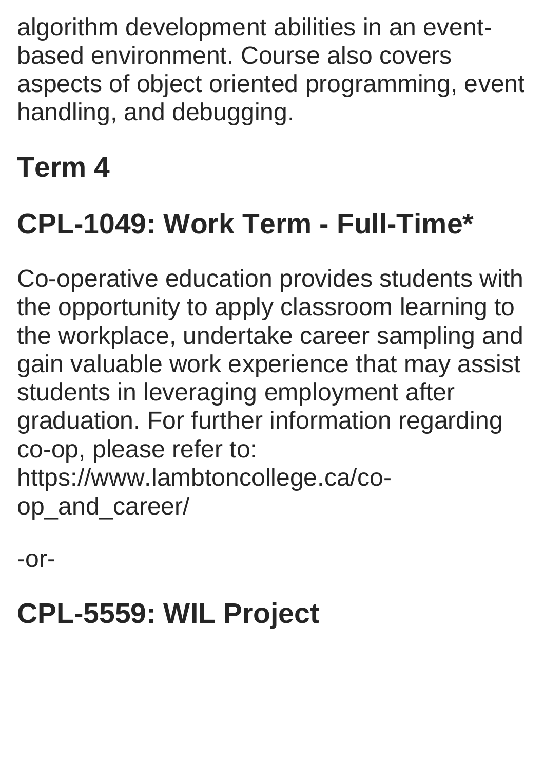algorithm development abilities in an event-based environment. Course also covers aspects of object oriented programming, event handling, and debugging.

## Term 4

### CPL-1049: Work Term - Full-Time*

Co-operative education provides students with the opportunity to apply classroom learning to the workplace, undertake career sampling and gain valuable work experience that may assist students in leveraging employment after graduation. For further information regarding co-op, please refer to: https://www.lambtoncollege.ca/co-op_and_career/

-or-

### CPL-5559: WIL Project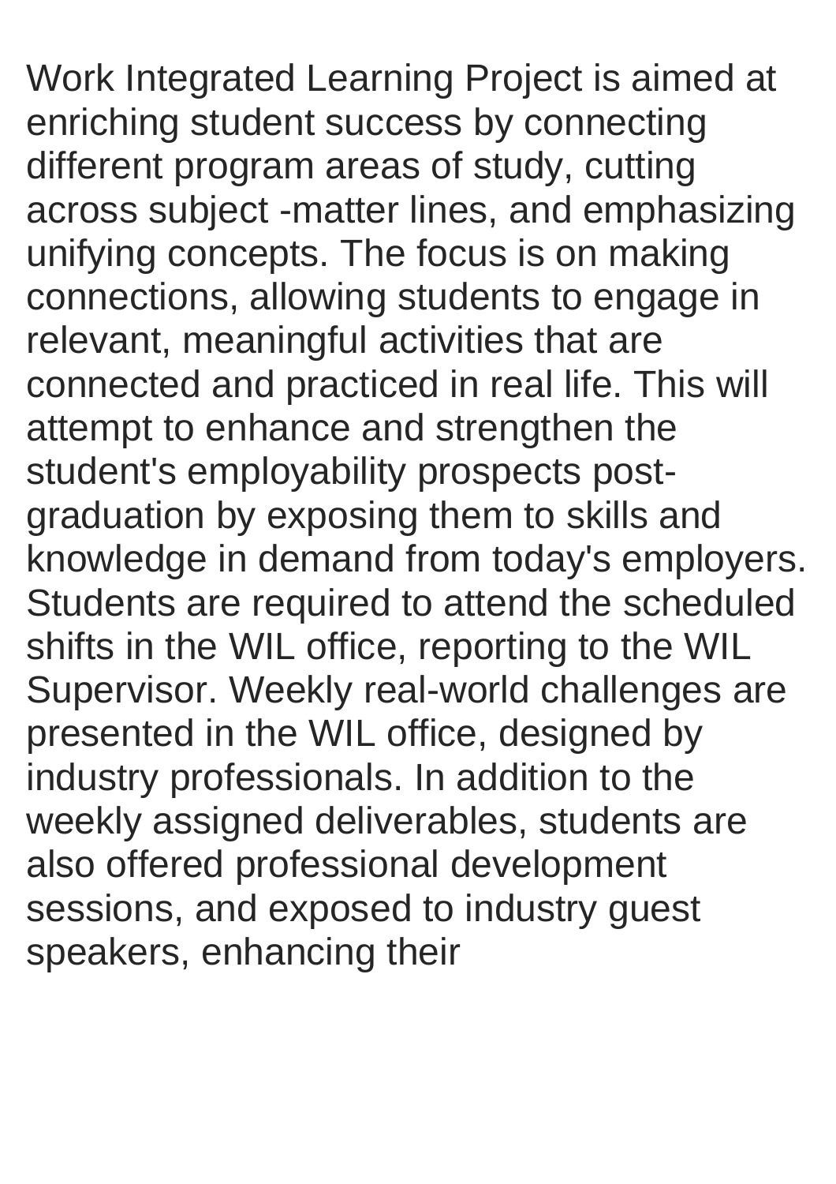Work Integrated Learning Project is aimed at enriching student success by connecting different program areas of study, cutting across subject -matter lines, and emphasizing unifying concepts. The focus is on making connections, allowing students to engage in relevant, meaningful activities that are connected and practiced in real life. This will attempt to enhance and strengthen the student's employability prospects post-graduation by exposing them to skills and knowledge in demand from today's employers. Students are required to attend the scheduled shifts in the WIL office, reporting to the WIL Supervisor. Weekly real-world challenges are presented in the WIL office, designed by industry professionals. In addition to the weekly assigned deliverables, students are also offered professional development sessions, and exposed to industry guest speakers, enhancing their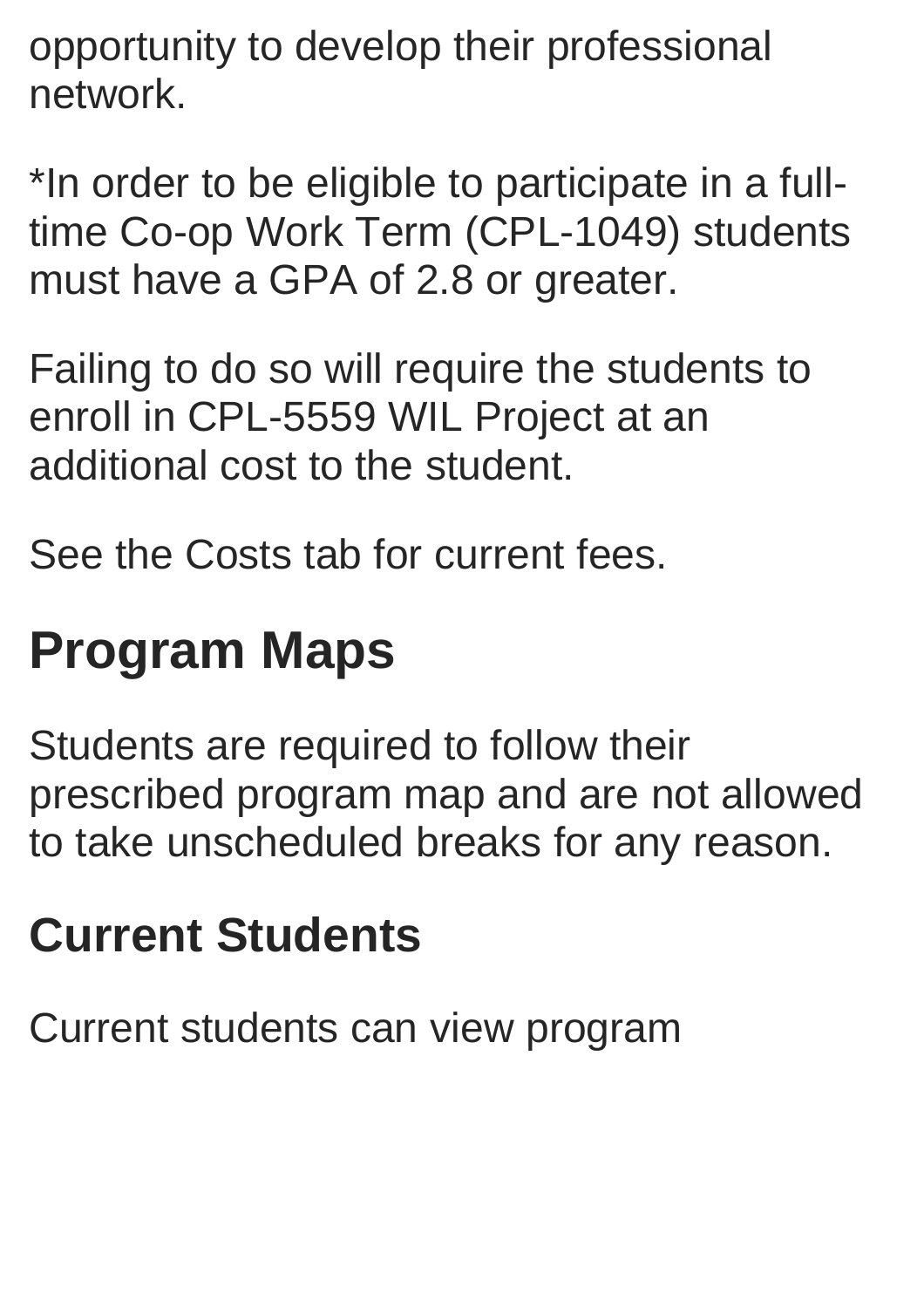opportunity to develop their professional network.

*In order to be eligible to participate in a full-time Co-op Work Term (CPL-1049) students must have a GPA of 2.8 or greater.

Failing to do so will require the students to enroll in CPL-5559 WIL Project at an additional cost to the student.

See the Costs tab for current fees.

## Program Maps

Students are required to follow their prescribed program map and are not allowed to take unscheduled breaks for any reason.

### Current Students

Current students can view program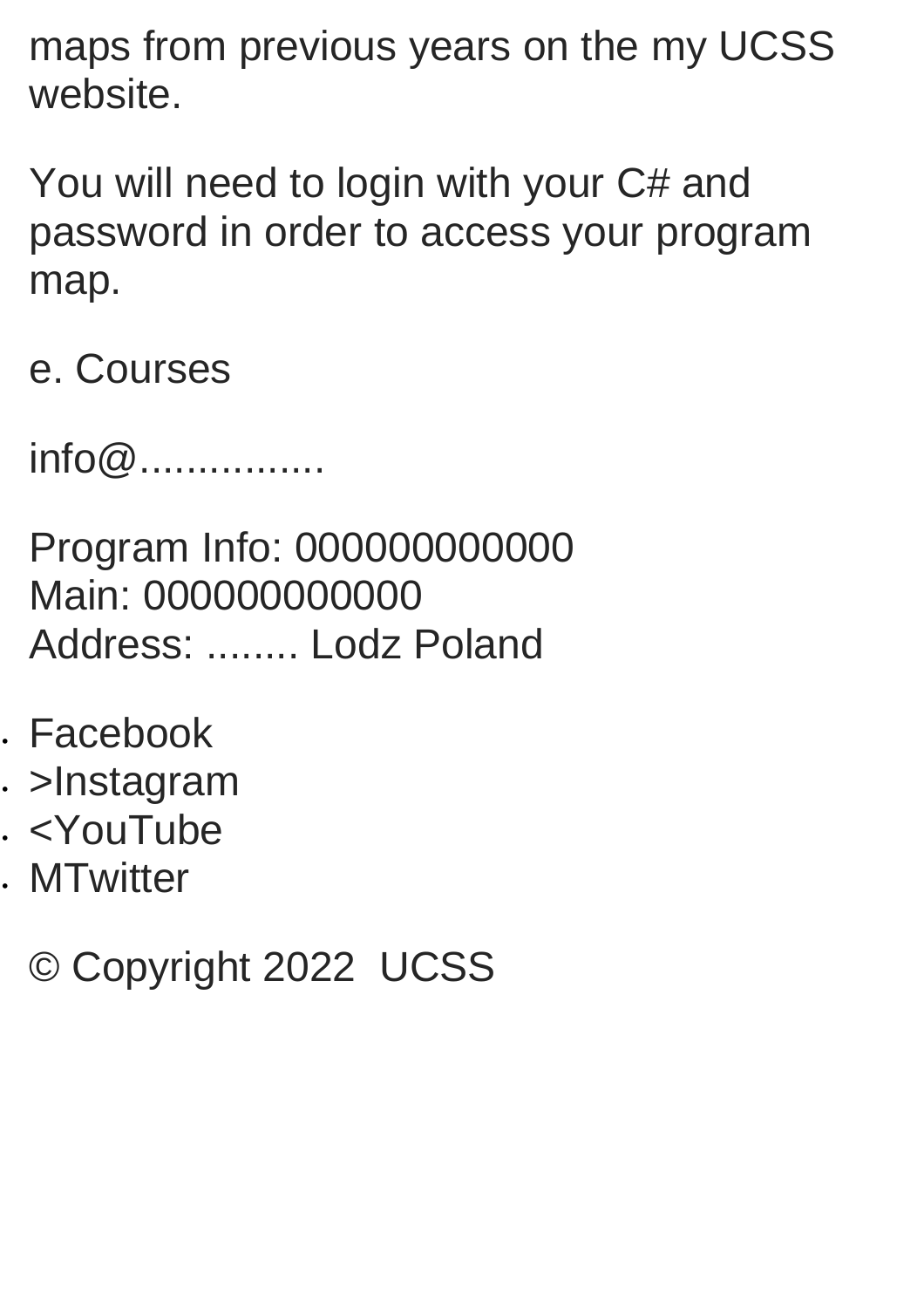maps from previous years on the my UCSS website.

You will need to login with your C# and password in order to access your program map.

e. Courses

info@................

Program Info: 000000000000
Main: 000000000000
Address: ........ Lodz Poland

- Facebook
- >Instagram
- <YouTube
- MTwitter

© Copyright 2022  UCSS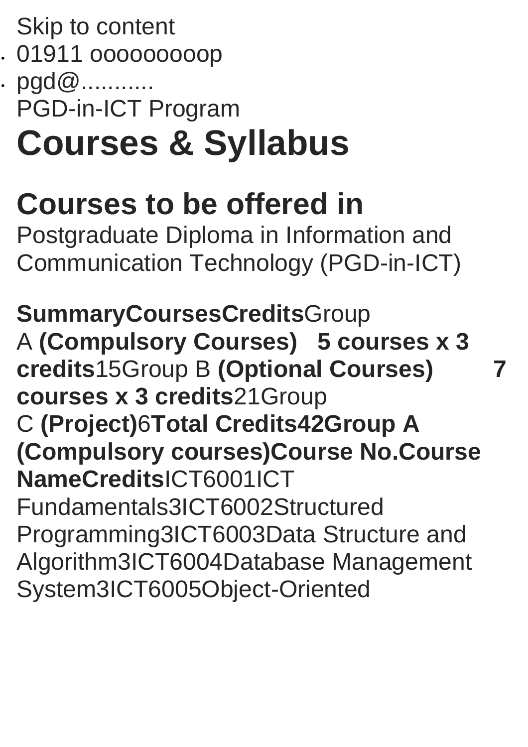Skip to content

- 01911 ooooooooop
- pgd@...........

PGD-in-ICT Program

# Courses & Syllabus

## Courses to be offered in

Postgraduate Diploma in Information and Communication Technology (PGD-in-ICT)

| Summary | Courses | Credits |
|---|---|---|
| Group A | **(Compulsory Courses)** | **5 courses x 3 credits** | 15 |
| Group B | **(Optional Courses)** | **7 courses x 3 credits** | 21 |
| Group C | **(Project)** | 6 |
| **Total Credits** | **42** | |

**Group A (Compulsory courses)**

| Course No. | Course Name | Credits |
|---|---|---|
| ICT6001 | ICT Fundamentals | 3 |
| ICT6002 | Structured Programming | 3 |
| ICT6003 | Data Structure and Algorithm | 3 |
| ICT6004 | Database Management System | 3 |
| ICT6005 | Object-Oriented | |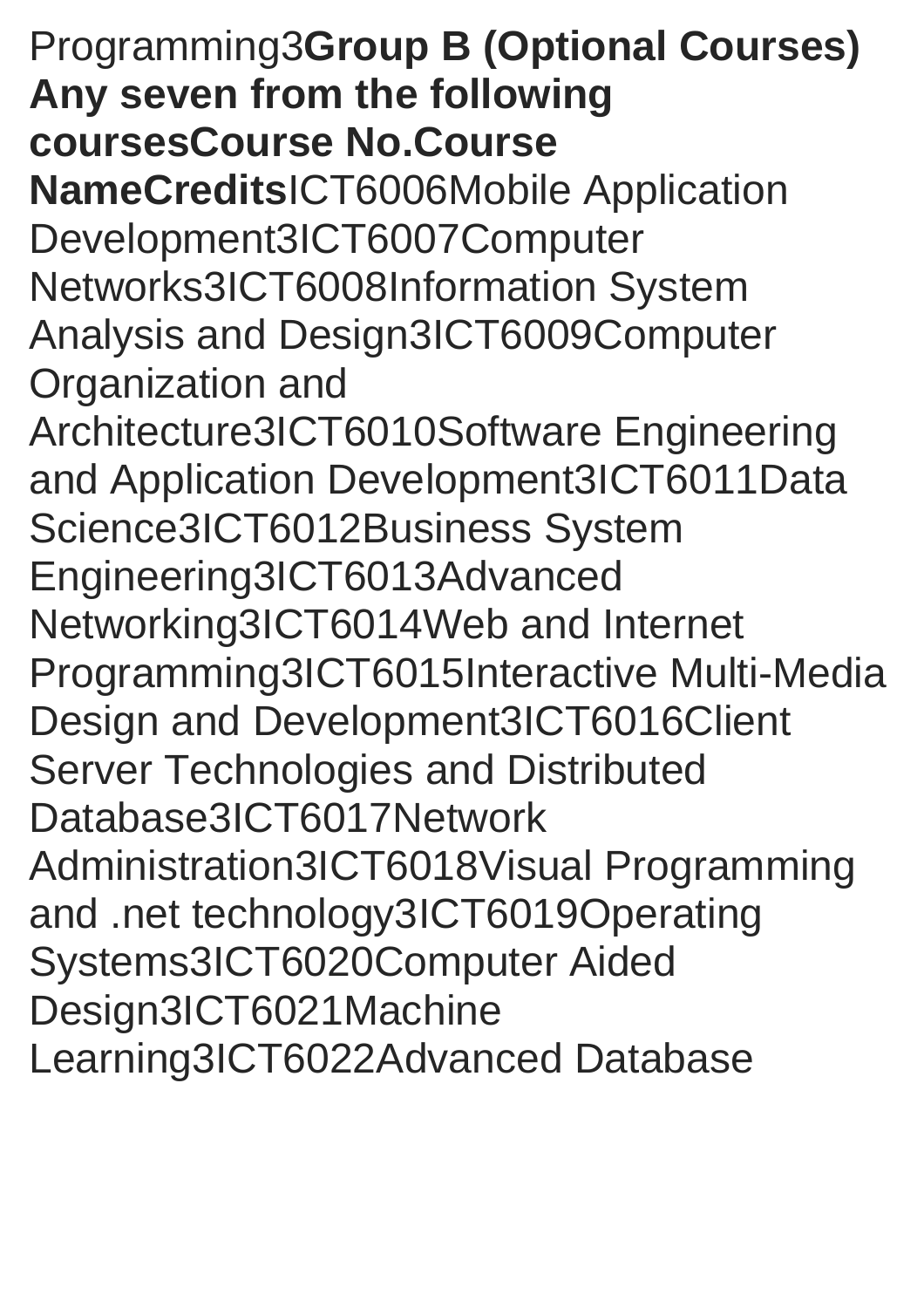Programming | 3

**Group B (Optional Courses) Any seven from the following courses**

| Course No. | Course Name | Credits |
| --- | --- | --- |
| ICT6006 | Mobile Application Development | 3 |
| ICT6007 | Computer Networks | 3 |
| ICT6008 | Information System Analysis and Design | 3 |
| ICT6009 | Computer Organization and Architecture | 3 |
| ICT6010 | Software Engineering and Application Development | 3 |
| ICT6011 | Data Science | 3 |
| ICT6012 | Business System Engineering | 3 |
| ICT6013 | Advanced Networking | 3 |
| ICT6014 | Web and Internet Programming | 3 |
| ICT6015 | Interactive Multi-Media Design and Development | 3 |
| ICT6016 | Client Server Technologies and Distributed Database | 3 |
| ICT6017 | Network Administration | 3 |
| ICT6018 | Visual Programming and .net technology | 3 |
| ICT6019 | Operating Systems | 3 |
| ICT6020 | Computer Aided Design | 3 |
| ICT6021 | Machine Learning | 3 |
| ICT6022 | Advanced Database | |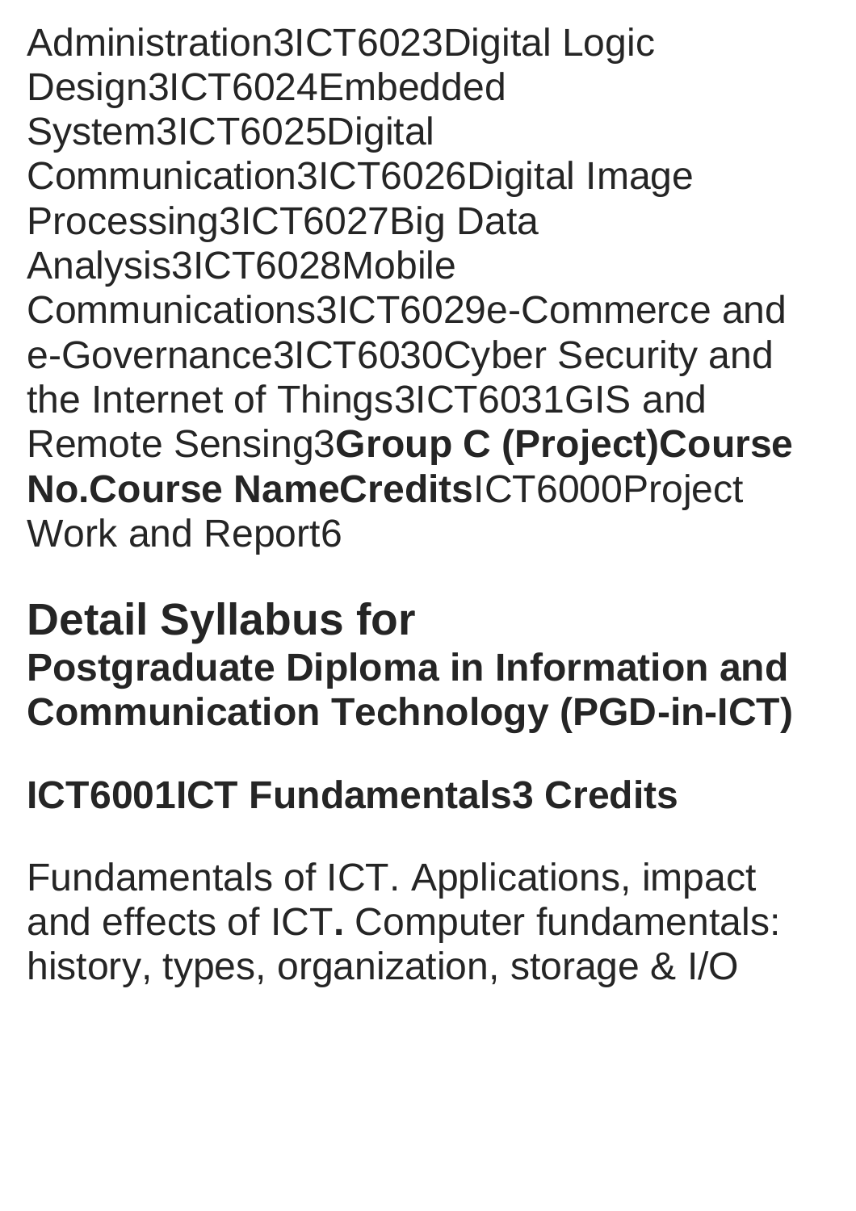| Course No. | Course Name | Credits |
|---|---|---|
| | Administration | 3 |
| ICT6023 | Digital Logic Design | 3 |
| ICT6024 | Embedded System | 3 |
| ICT6025 | Digital Communication | 3 |
| ICT6026 | Digital Image Processing | 3 |
| ICT6027 | Big Data Analysis | 3 |
| ICT6028 | Mobile Communications | 3 |
| ICT6029 | e-Commerce and e-Governance | 3 |
| ICT6030 | Cyber Security and the Internet of Things | 3 |
| ICT6031 | GIS and Remote Sensing | 3 |

**Group C (Project)**

| **Course No.** | **Course Name** | **Credits** |
|---|---|---|
| ICT6000 | Project Work and Report | 6 |

# Detail Syllabus for

## Postgraduate Diploma in Information and Communication Technology (PGD-in-ICT)

### ICT6001 ICT Fundamentals 3 Credits

Fundamentals of ICT. Applications, impact and effects of ICT**.** Computer fundamentals: history, types, organization, storage & I/O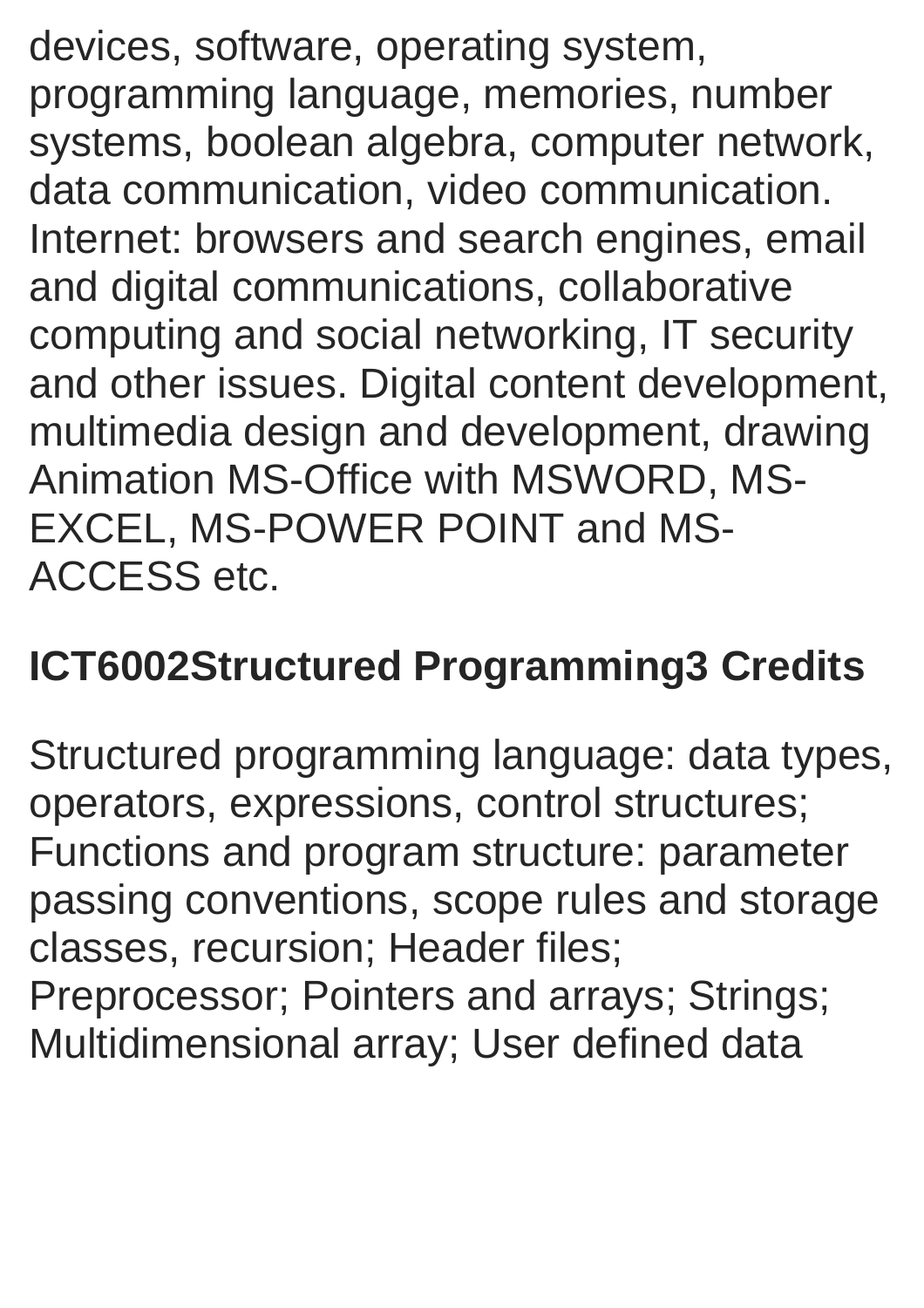devices, software, operating system, programming language, memories, number systems, boolean algebra, computer network, data communication, video communication. Internet: browsers and search engines, email and digital communications, collaborative computing and social networking, IT security and other issues. Digital content development, multimedia design and development, drawing Animation MS-Office with MSWORD, MS-EXCEL, MS-POWER POINT and MS-ACCESS etc.

**ICT6002Structured Programming3 Credits**

Structured programming language: data types, operators, expressions, control structures; Functions and program structure: parameter passing conventions, scope rules and storage classes, recursion; Header files; Preprocessor; Pointers and arrays; Strings; Multidimensional array; User defined data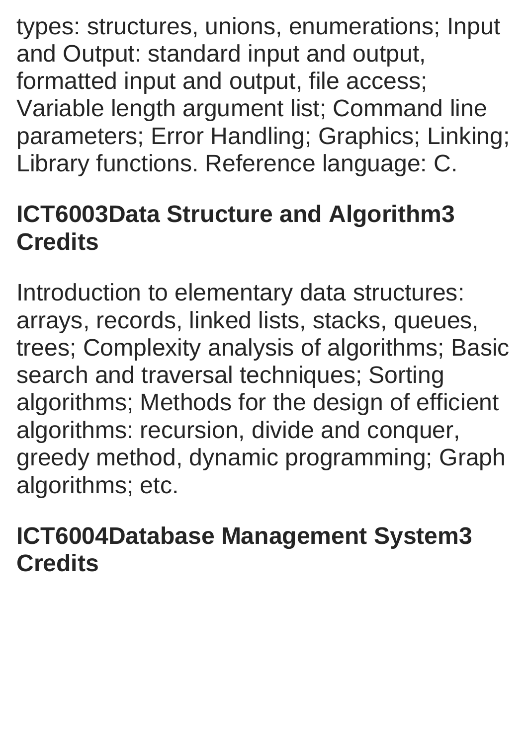types: structures, unions, enumerations; Input and Output: standard input and output, formatted input and output, file access; Variable length argument list; Command line parameters; Error Handling; Graphics; Linking; Library functions. Reference language: C.

### ICT6003Data Structure and Algorithm3 Credits

Introduction to elementary data structures: arrays, records, linked lists, stacks, queues, trees; Complexity analysis of algorithms; Basic search and traversal techniques; Sorting algorithms; Methods for the design of efficient algorithms: recursion, divide and conquer, greedy method, dynamic programming; Graph algorithms; etc.

### ICT6004Database Management System3 Credits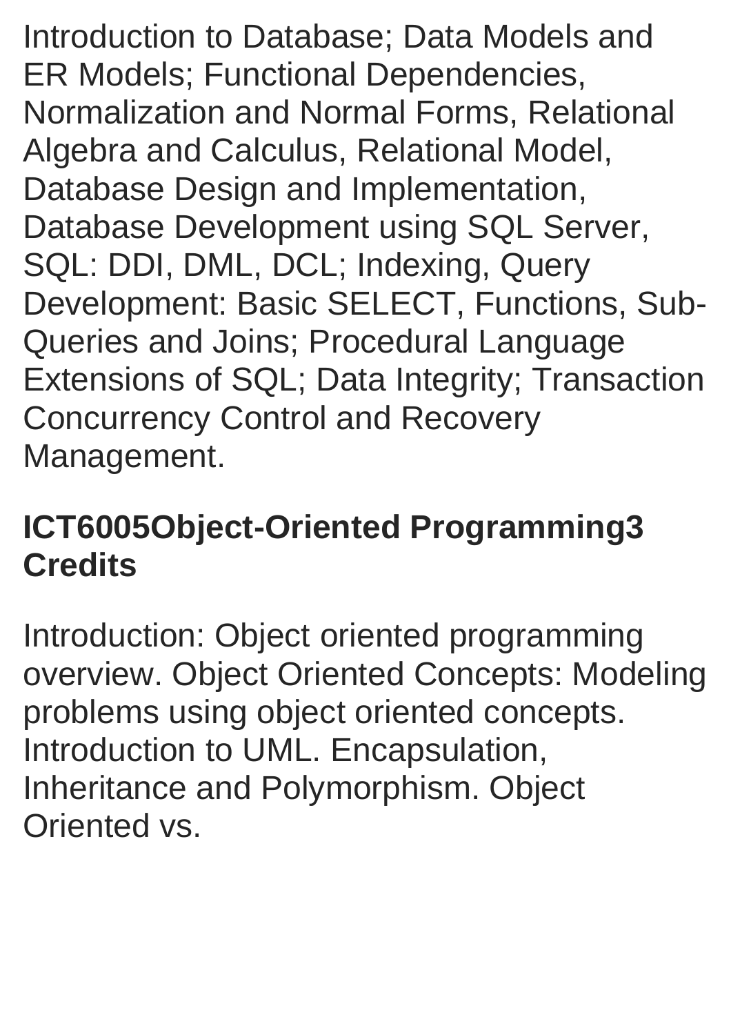Introduction to Database; Data Models and ER Models; Functional Dependencies, Normalization and Normal Forms, Relational Algebra and Calculus, Relational Model, Database Design and Implementation, Database Development using SQL Server, SQL: DDI, DML, DCL; Indexing, Query Development: Basic SELECT, Functions, Sub-Queries and Joins; Procedural Language Extensions of SQL; Data Integrity; Transaction Concurrency Control and Recovery Management.

### ICT6005Object-Oriented Programming3 Credits

Introduction: Object oriented programming overview. Object Oriented Concepts: Modeling problems using object oriented concepts. Introduction to UML. Encapsulation, Inheritance and Polymorphism. Object Oriented vs.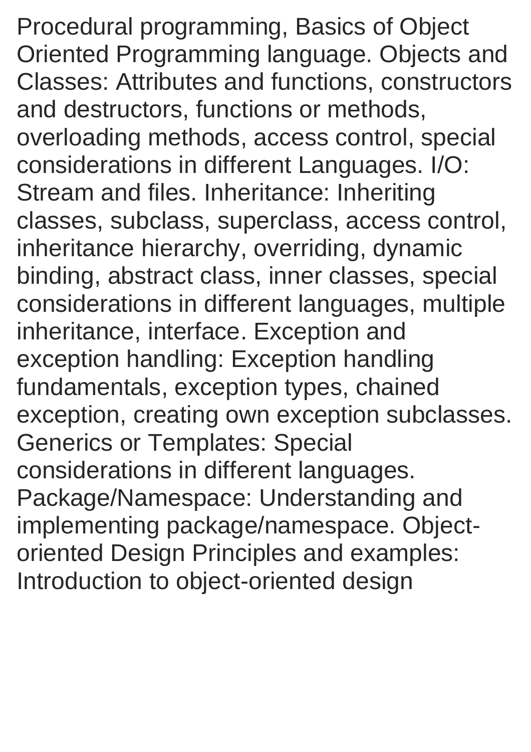Procedural programming, Basics of Object Oriented Programming language. Objects and Classes: Attributes and functions, constructors and destructors, functions or methods, overloading methods, access control, special considerations in different Languages. I/O: Stream and files. Inheritance: Inheriting classes, subclass, superclass, access control, inheritance hierarchy, overriding, dynamic binding, abstract class, inner classes, special considerations in different languages, multiple inheritance, interface. Exception and exception handling: Exception handling fundamentals, exception types, chained exception, creating own exception subclasses. Generics or Templates: Special considerations in different languages. Package/Namespace: Understanding and implementing package/namespace. Object-oriented Design Principles and examples: Introduction to object-oriented design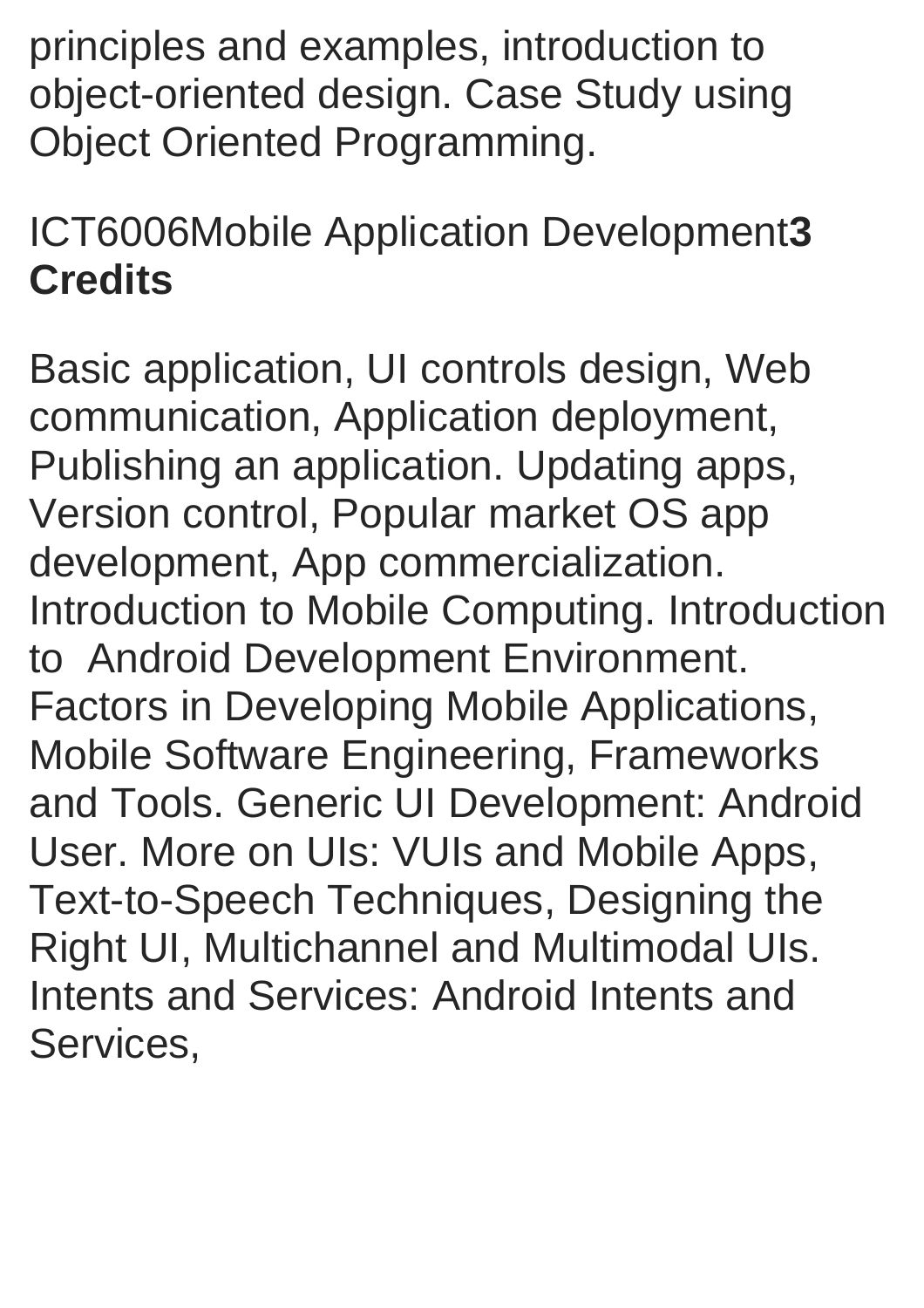principles and examples, introduction to object-oriented design. Case Study using Object Oriented Programming.

ICT6006Mobile Application Development**3 Credits**

Basic application, UI controls design, Web communication, Application deployment, Publishing an application. Updating apps, Version control, Popular market OS app development, App commercialization. Introduction to Mobile Computing. Introduction to Android Development Environment. Factors in Developing Mobile Applications, Mobile Software Engineering, Frameworks and Tools. Generic UI Development: Android User. More on UIs: VUIs and Mobile Apps, Text-to-Speech Techniques, Designing the Right UI, Multichannel and Multimodal UIs. Intents and Services: Android Intents and Services,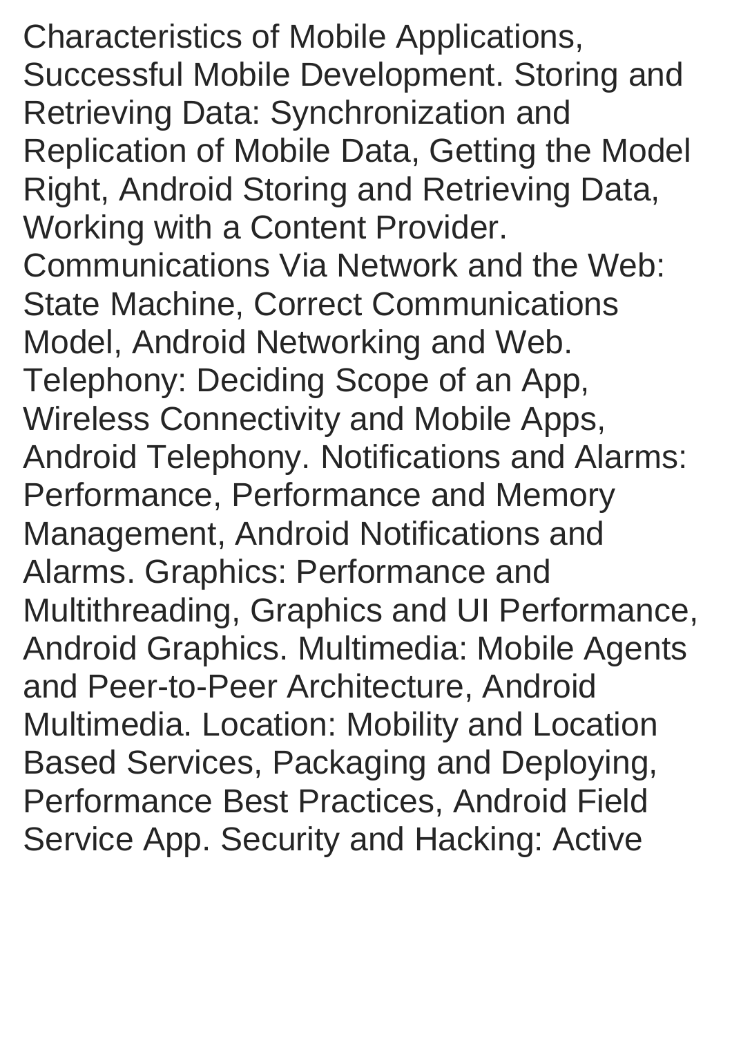Characteristics of Mobile Applications, Successful Mobile Development. Storing and Retrieving Data: Synchronization and Replication of Mobile Data, Getting the Model Right, Android Storing and Retrieving Data, Working with a Content Provider. Communications Via Network and the Web: State Machine, Correct Communications Model, Android Networking and Web. Telephony: Deciding Scope of an App, Wireless Connectivity and Mobile Apps, Android Telephony. Notifications and Alarms: Performance, Performance and Memory Management, Android Notifications and Alarms. Graphics: Performance and Multithreading, Graphics and UI Performance, Android Graphics. Multimedia: Mobile Agents and Peer-to-Peer Architecture, Android Multimedia. Location: Mobility and Location Based Services, Packaging and Deploying, Performance Best Practices, Android Field Service App. Security and Hacking: Active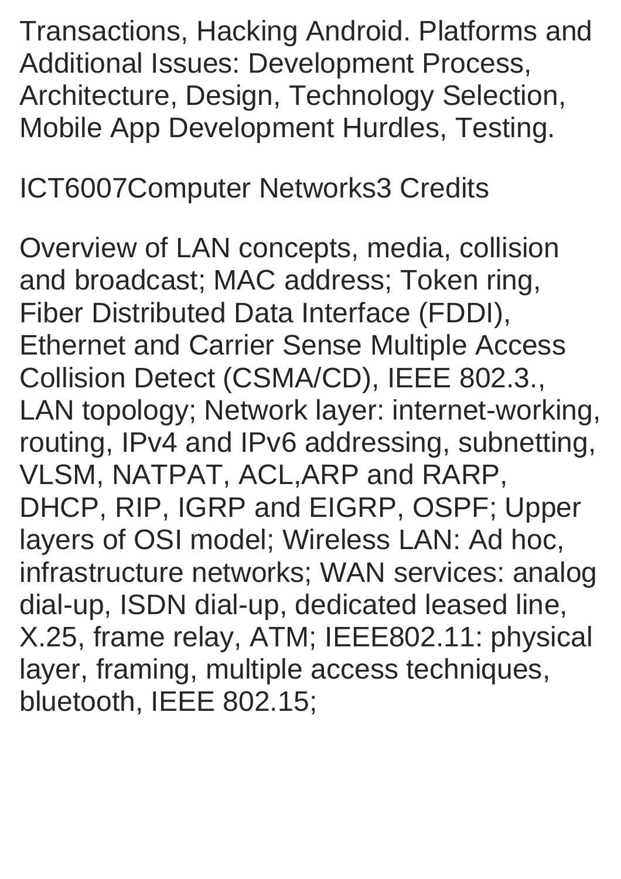Transactions, Hacking Android. Platforms and Additional Issues: Development Process, Architecture, Design, Technology Selection, Mobile App Development Hurdles, Testing.

ICT6007Computer Networks3 Credits

Overview of LAN concepts, media, collision and broadcast; MAC address; Token ring, Fiber Distributed Data Interface (FDDI), Ethernet and Carrier Sense Multiple Access Collision Detect (CSMA/CD), IEEE 802.3., LAN topology; Network layer: internet-working, routing, IPv4 and IPv6 addressing, subnetting, VLSM, NATPAT, ACL,ARP and RARP, DHCP, RIP, IGRP and EIGRP, OSPF; Upper layers of OSI model; Wireless LAN: Ad hoc, infrastructure networks; WAN services: analog dial-up, ISDN dial-up, dedicated leased line, X.25, frame relay, ATM; IEEE802.11: physical layer, framing, multiple access techniques, bluetooth, IEEE 802.15;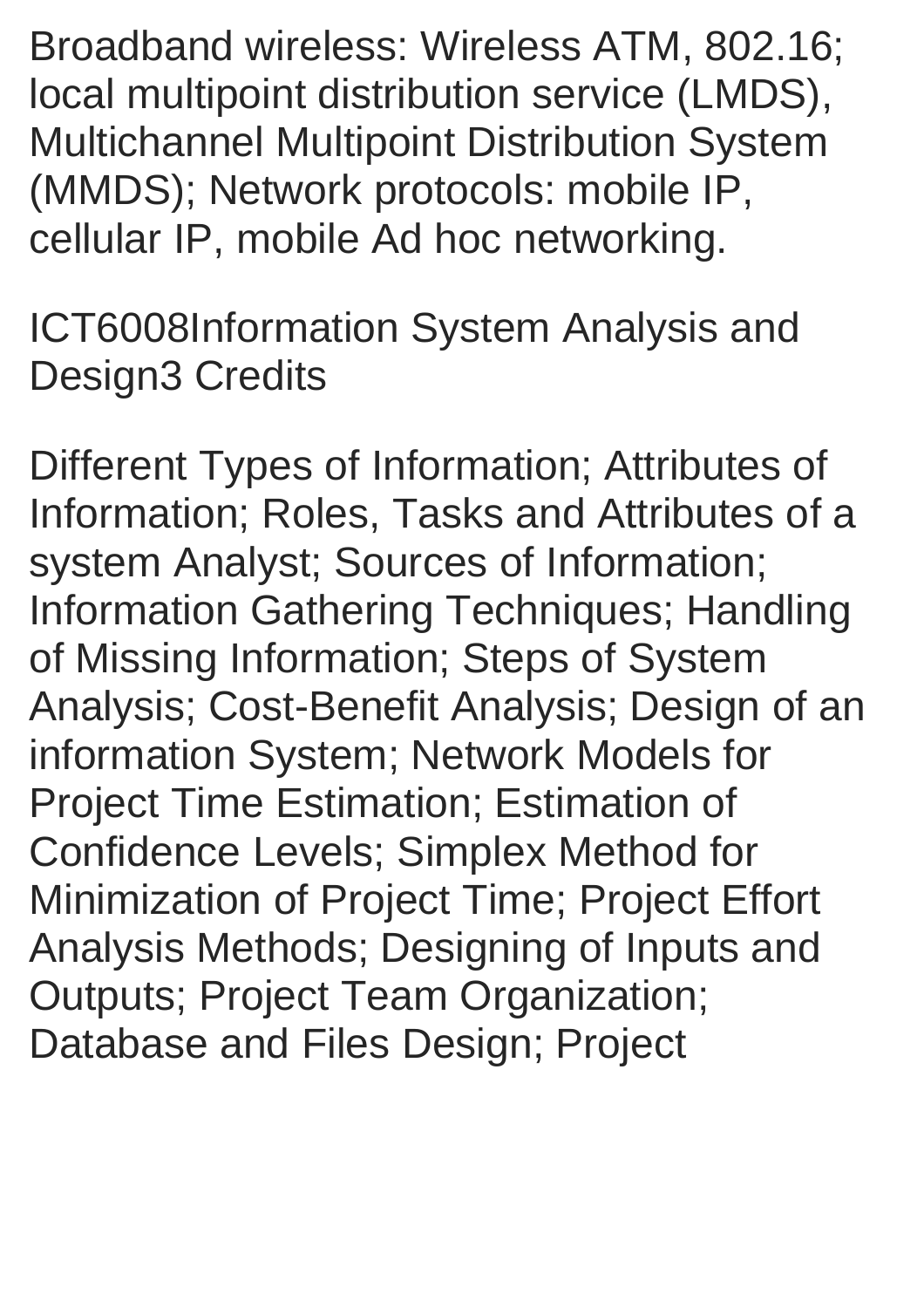Broadband wireless: Wireless ATM, 802.16; local multipoint distribution service (LMDS), Multichannel Multipoint Distribution System (MMDS); Network protocols: mobile IP, cellular IP, mobile Ad hoc networking.

ICT6008Information System Analysis and Design3 Credits

Different Types of Information; Attributes of Information; Roles, Tasks and Attributes of a system Analyst; Sources of Information; Information Gathering Techniques; Handling of Missing Information; Steps of System Analysis; Cost-Benefit Analysis; Design of an information System; Network Models for Project Time Estimation; Estimation of Confidence Levels; Simplex Method for Minimization of Project Time; Project Effort Analysis Methods; Designing of Inputs and Outputs; Project Team Organization; Database and Files Design; Project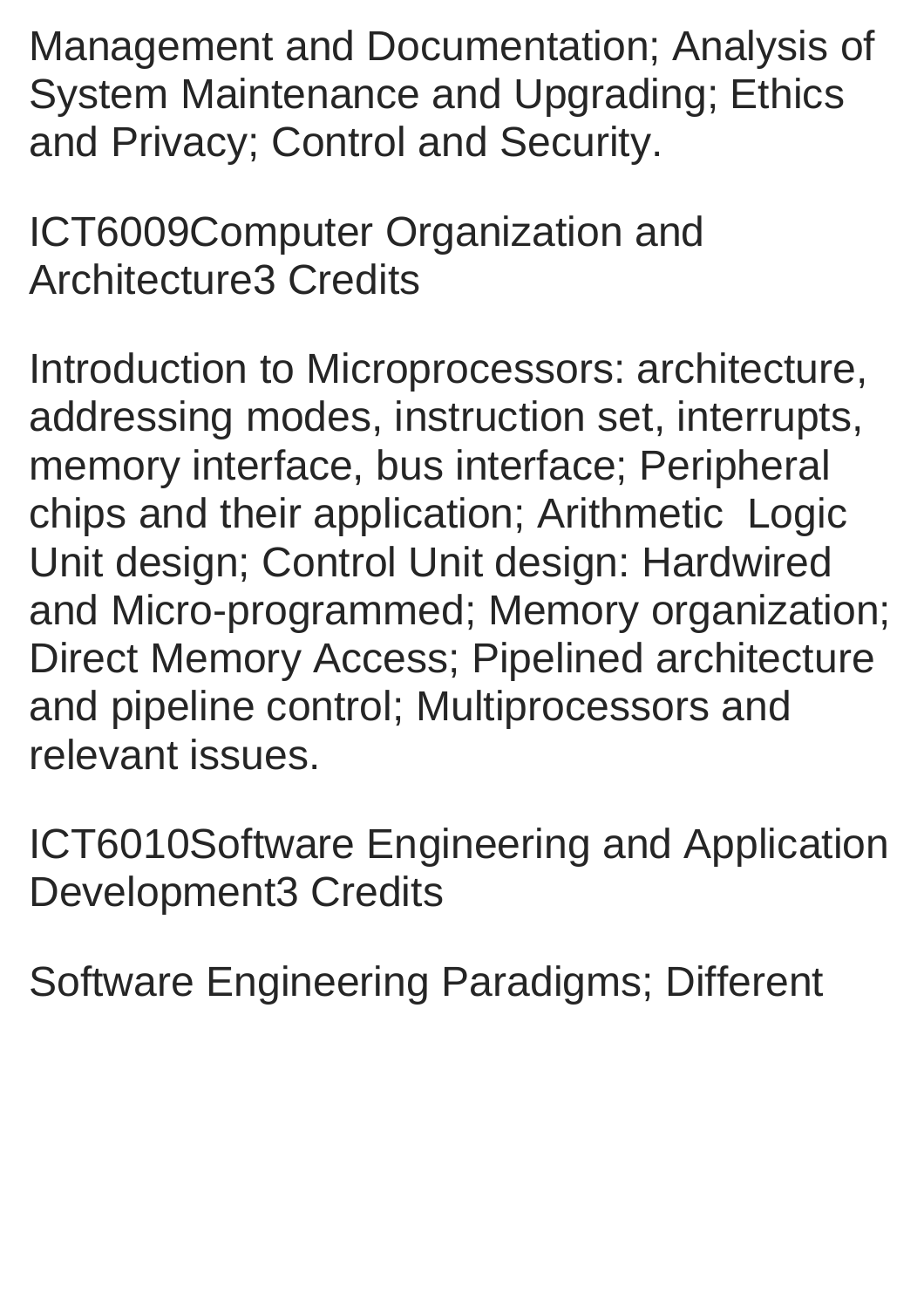Management and Documentation; Analysis of System Maintenance and Upgrading; Ethics and Privacy; Control and Security.

ICT6009Computer Organization and Architecture3 Credits

Introduction to Microprocessors: architecture, addressing modes, instruction set, interrupts, memory interface, bus interface; Peripheral chips and their application; Arithmetic  Logic Unit design; Control Unit design: Hardwired and Micro-programmed; Memory organization; Direct Memory Access; Pipelined architecture and pipeline control; Multiprocessors and relevant issues.

ICT6010Software Engineering and Application Development3 Credits

Software Engineering Paradigms; Different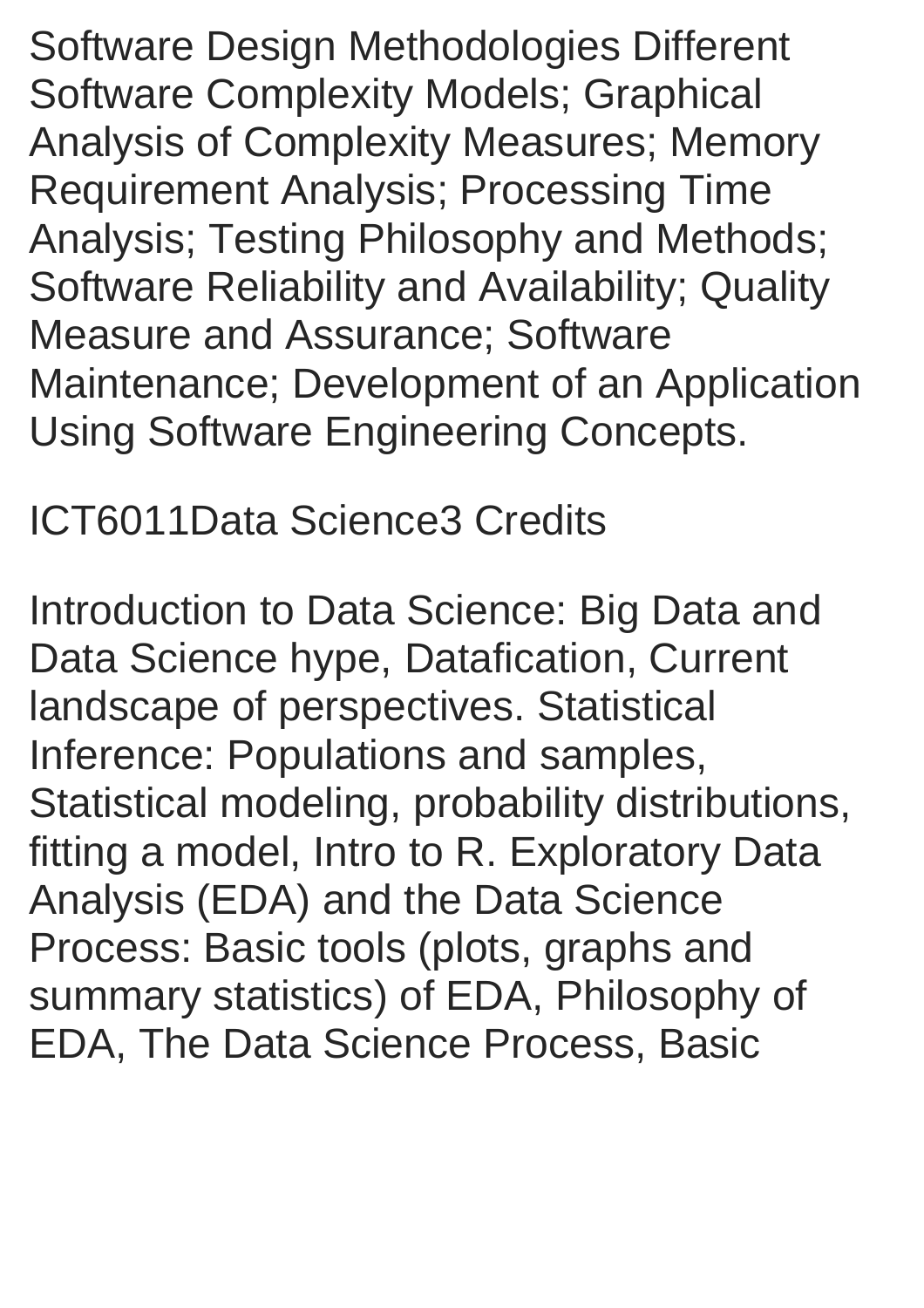Software Design Methodologies Different Software Complexity Models; Graphical Analysis of Complexity Measures; Memory Requirement Analysis; Processing Time Analysis; Testing Philosophy and Methods; Software Reliability and Availability; Quality Measure and Assurance; Software Maintenance; Development of an Application Using Software Engineering Concepts.

ICT6011Data Science3 Credits

Introduction to Data Science: Big Data and Data Science hype, Datafication, Current landscape of perspectives. Statistical Inference: Populations and samples, Statistical modeling, probability distributions, fitting a model, Intro to R. Exploratory Data Analysis (EDA) and the Data Science Process: Basic tools (plots, graphs and summary statistics) of EDA, Philosophy of EDA, The Data Science Process, Basic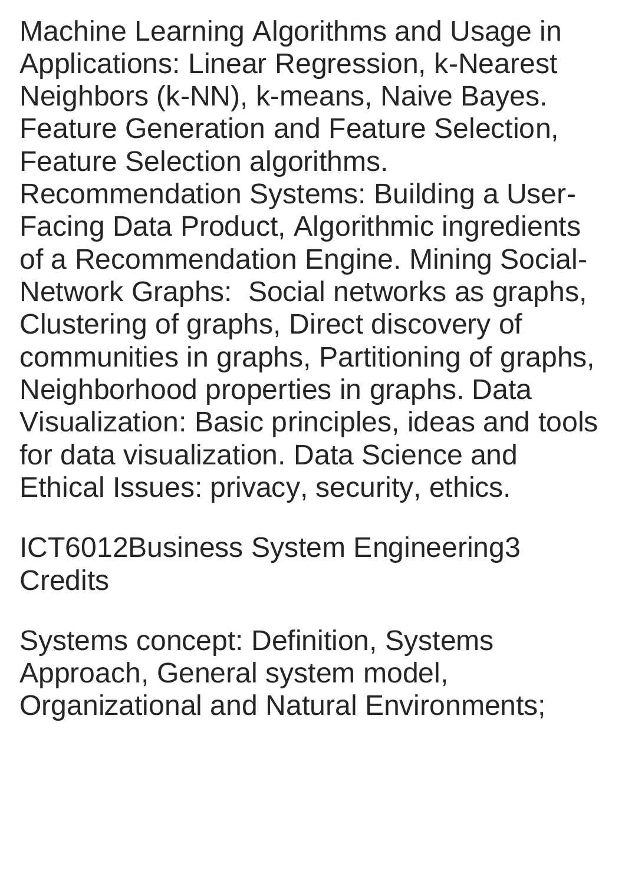Machine Learning Algorithms and Usage in Applications: Linear Regression, k-Nearest Neighbors (k-NN), k-means, Naive Bayes. Feature Generation and Feature Selection, Feature Selection algorithms. Recommendation Systems: Building a User-Facing Data Product, Algorithmic ingredients of a Recommendation Engine. Mining Social-Network Graphs:  Social networks as graphs, Clustering of graphs, Direct discovery of communities in graphs, Partitioning of graphs, Neighborhood properties in graphs. Data Visualization: Basic principles, ideas and tools for data visualization. Data Science and Ethical Issues: privacy, security, ethics.

ICT6012Business System Engineering3 Credits

Systems concept: Definition, Systems Approach, General system model, Organizational and Natural Environments;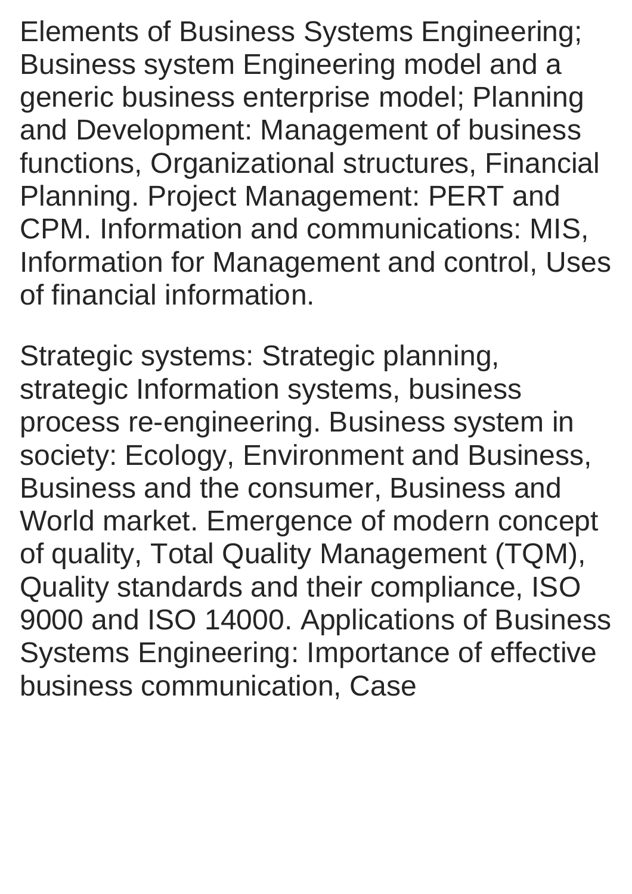Elements of Business Systems Engineering; Business system Engineering model and a generic business enterprise model; Planning and Development: Management of business functions, Organizational structures, Financial Planning. Project Management: PERT and CPM. Information and communications: MIS, Information for Management and control, Uses of financial information.

Strategic systems: Strategic planning, strategic Information systems, business process re-engineering. Business system in society: Ecology, Environment and Business, Business and the consumer, Business and World market. Emergence of modern concept of quality, Total Quality Management (TQM), Quality standards and their compliance, ISO 9000 and ISO 14000. Applications of Business Systems Engineering: Importance of effective business communication, Case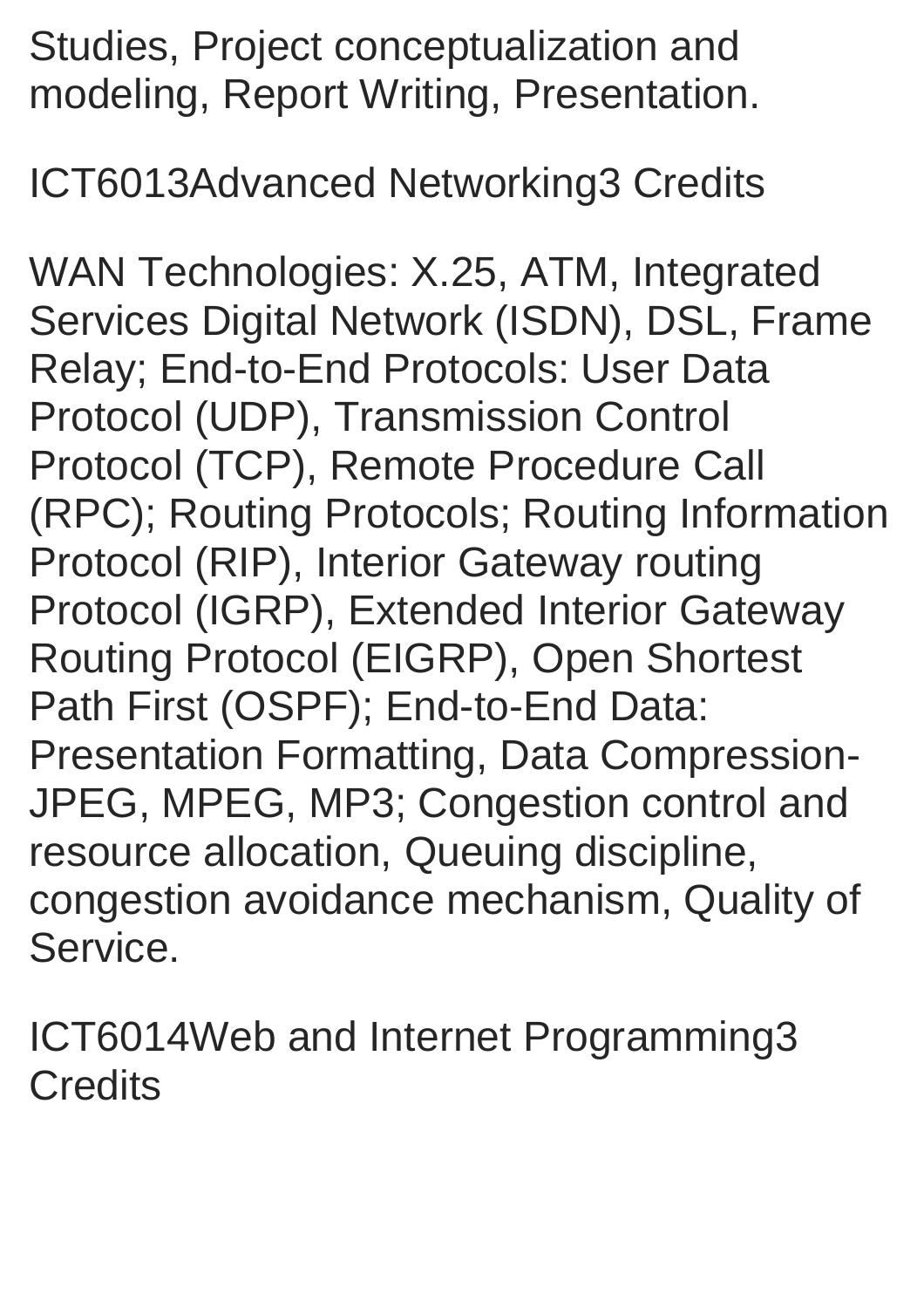Studies, Project conceptualization and modeling, Report Writing, Presentation.

ICT6013Advanced Networking3 Credits

WAN Technologies: X.25, ATM, Integrated Services Digital Network (ISDN), DSL, Frame Relay; End-to-End Protocols: User Data Protocol (UDP), Transmission Control Protocol (TCP), Remote Procedure Call (RPC); Routing Protocols; Routing Information Protocol (RIP), Interior Gateway routing Protocol (IGRP), Extended Interior Gateway Routing Protocol (EIGRP), Open Shortest Path First (OSPF); End-to-End Data: Presentation Formatting, Data Compression-JPEG, MPEG, MP3; Congestion control and resource allocation, Queuing discipline, congestion avoidance mechanism, Quality of Service.

ICT6014Web and Internet Programming3 Credits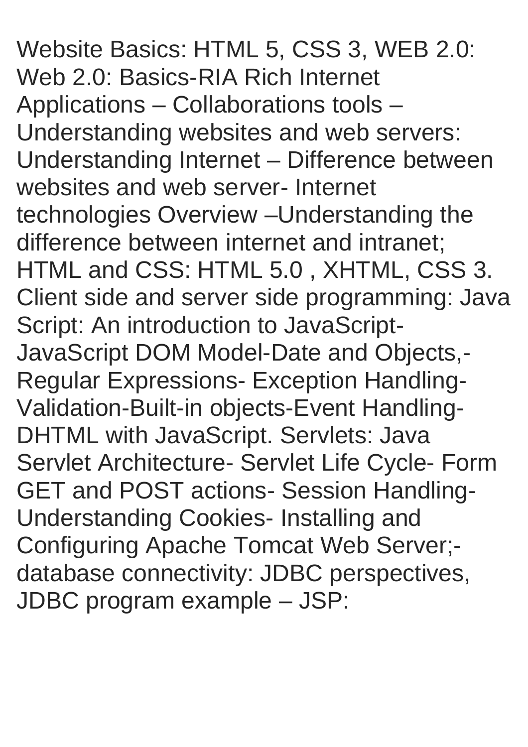Website Basics: HTML 5, CSS 3, WEB 2.0: Web 2.0: Basics-RIA Rich Internet Applications – Collaborations tools – Understanding websites and web servers: Understanding Internet – Difference between websites and web server- Internet technologies Overview –Understanding the difference between internet and intranet; HTML and CSS: HTML 5.0 , XHTML, CSS 3. Client side and server side programming: Java Script: An introduction to JavaScript- JavaScript DOM Model-Date and Objects,- Regular Expressions- Exception Handling- Validation-Built-in objects-Event Handling- DHTML with JavaScript. Servlets: Java Servlet Architecture- Servlet Life Cycle- Form GET and POST actions- Session Handling- Understanding Cookies- Installing and Configuring Apache Tomcat Web Server;- database connectivity: JDBC perspectives, JDBC program example – JSP: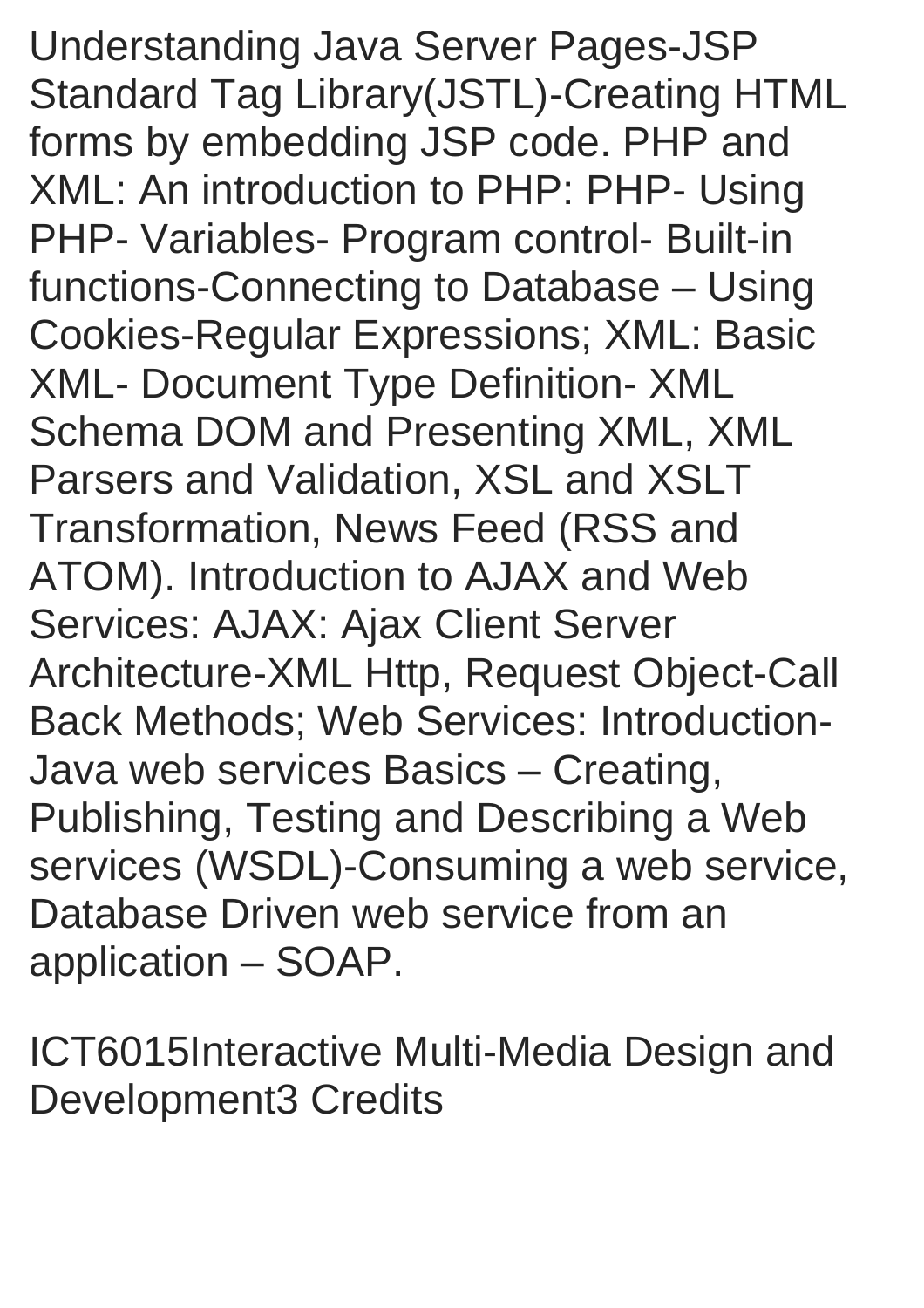Understanding Java Server Pages-JSP Standard Tag Library(JSTL)-Creating HTML forms by embedding JSP code. PHP and XML: An introduction to PHP: PHP- Using PHP- Variables- Program control- Built-in functions-Connecting to Database – Using Cookies-Regular Expressions; XML: Basic XML- Document Type Definition- XML Schema DOM and Presenting XML, XML Parsers and Validation, XSL and XSLT Transformation, News Feed (RSS and ATOM). Introduction to AJAX and Web Services: AJAX: Ajax Client Server Architecture-XML Http, Request Object-Call Back Methods; Web Services: Introduction-Java web services Basics – Creating, Publishing, Testing and Describing a Web services (WSDL)-Consuming a web service, Database Driven web service from an application – SOAP.

ICT6015Interactive Multi-Media Design and Development3 Credits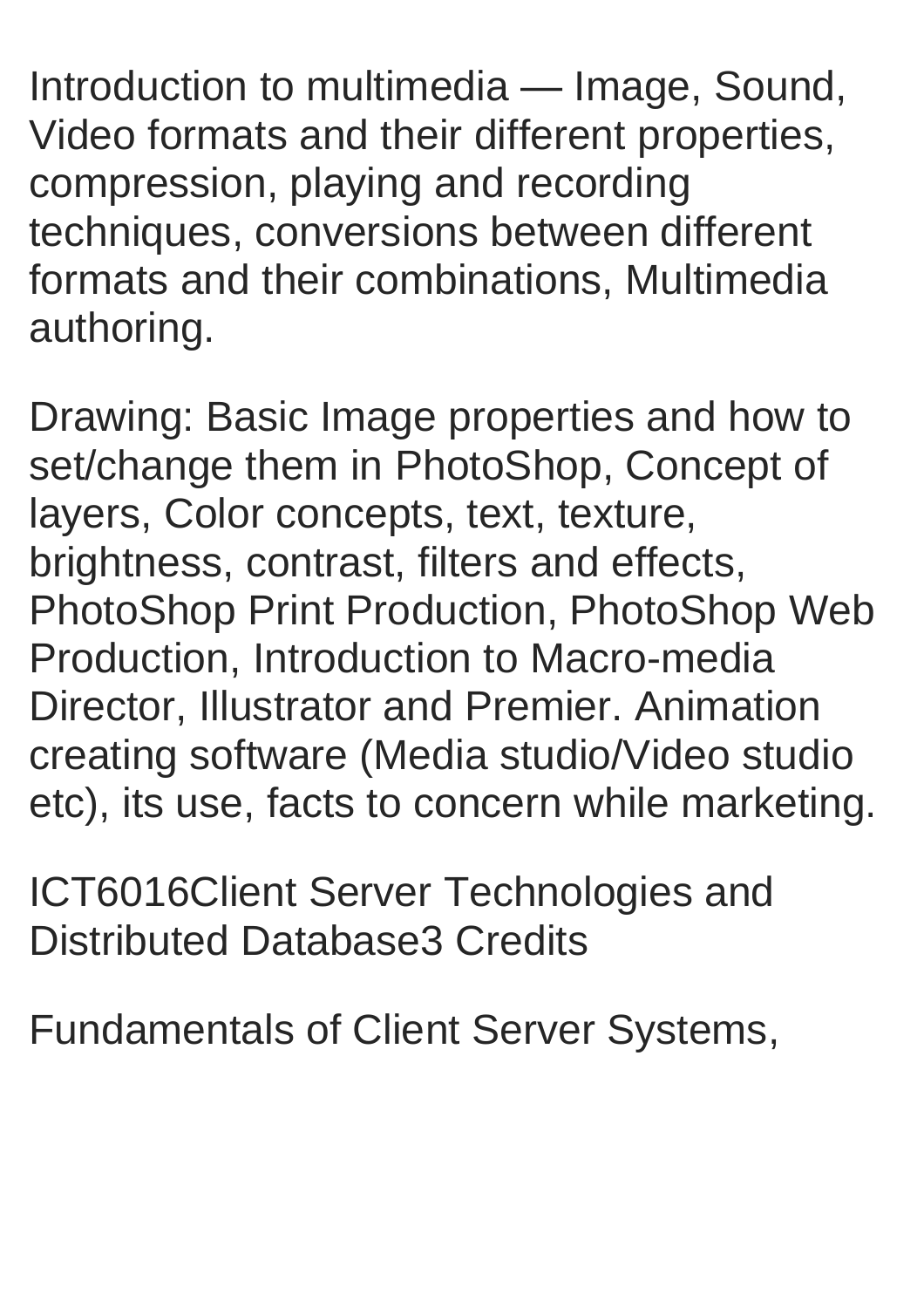Introduction to multimedia — Image, Sound, Video formats and their different properties, compression, playing and recording techniques, conversions between different formats and their combinations, Multimedia authoring.

Drawing: Basic Image properties and how to set/change them in PhotoShop, Concept of layers, Color concepts, text, texture, brightness, contrast, filters and effects, PhotoShop Print Production, PhotoShop Web Production, Introduction to Macro-media Director, Illustrator and Premier. Animation creating software (Media studio/Video studio etc), its use, facts to concern while marketing.

ICT6016Client Server Technologies and Distributed Database3 Credits

Fundamentals of Client Server Systems,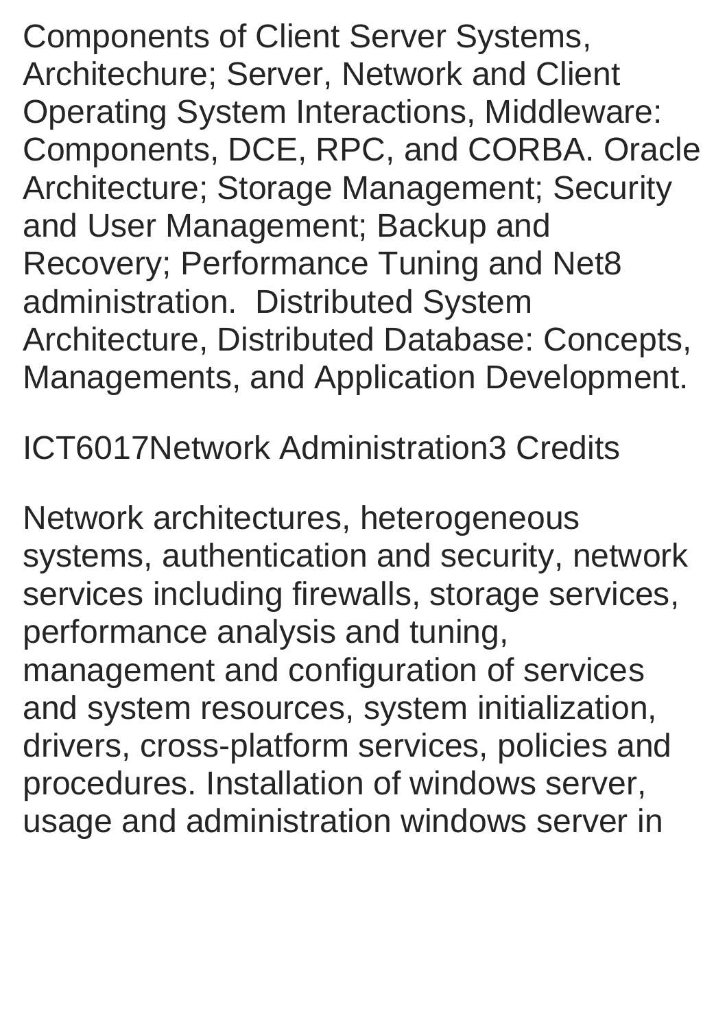Components of Client Server Systems, Architechure; Server, Network and Client Operating System Interactions, Middleware: Components, DCE, RPC, and CORBA. Oracle Architecture; Storage Management; Security and User Management; Backup and Recovery; Performance Tuning and Net8 administration. Distributed System Architecture, Distributed Database: Concepts, Managements, and Application Development.

ICT6017Network Administration3 Credits

Network architectures, heterogeneous systems, authentication and security, network services including firewalls, storage services, performance analysis and tuning, management and configuration of services and system resources, system initialization, drivers, cross-platform services, policies and procedures. Installation of windows server, usage and administration windows server in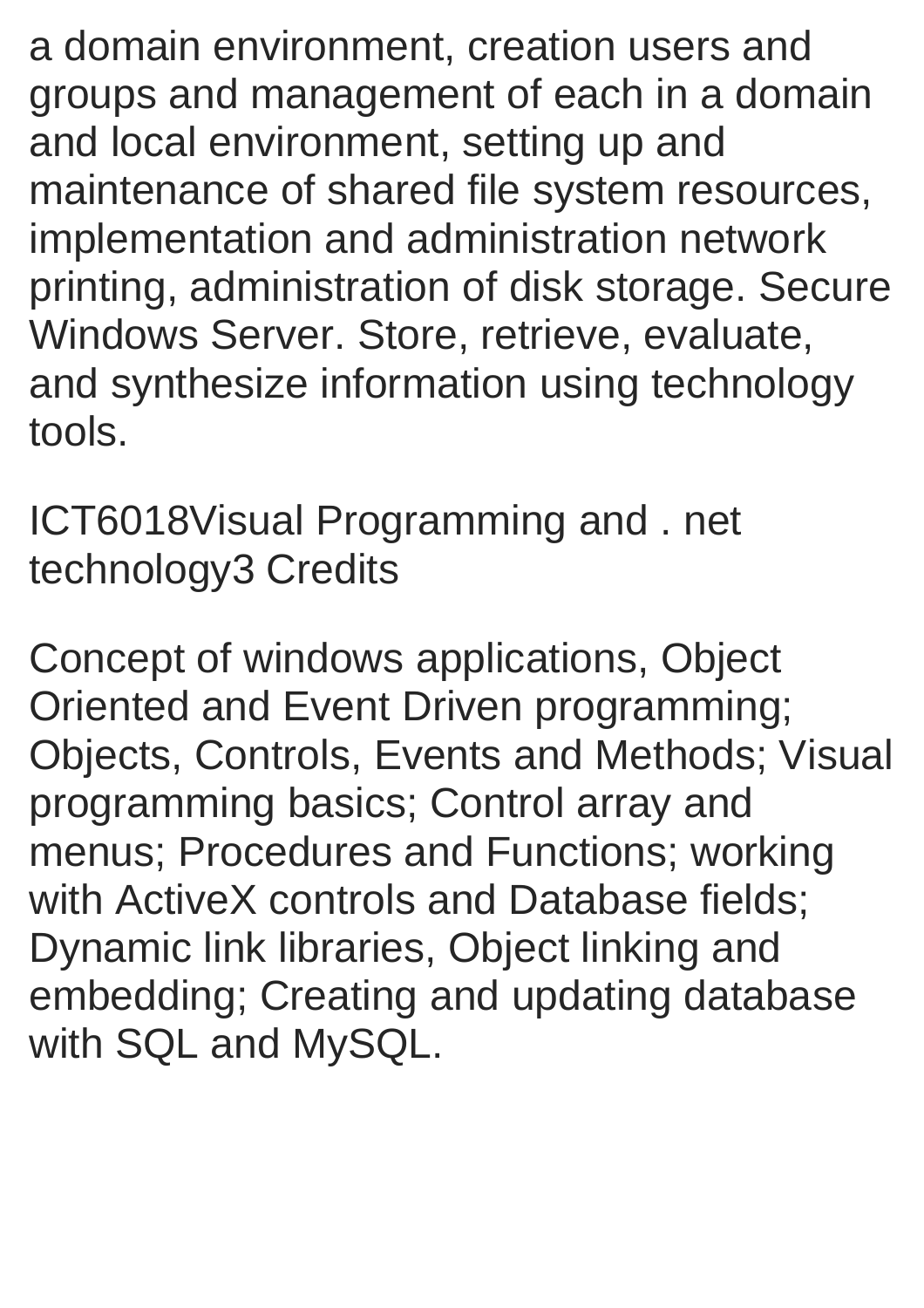a domain environment, creation users and groups and management of each in a domain and local environment, setting up and maintenance of shared file system resources, implementation and administration network printing, administration of disk storage. Secure Windows Server. Store, retrieve, evaluate, and synthesize information using technology tools.

ICT6018Visual Programming and . net technology3 Credits

Concept of windows applications, Object Oriented and Event Driven programming; Objects, Controls, Events and Methods; Visual programming basics; Control array and menus; Procedures and Functions; working with ActiveX controls and Database fields; Dynamic link libraries, Object linking and embedding; Creating and updating database with SQL and MySQL.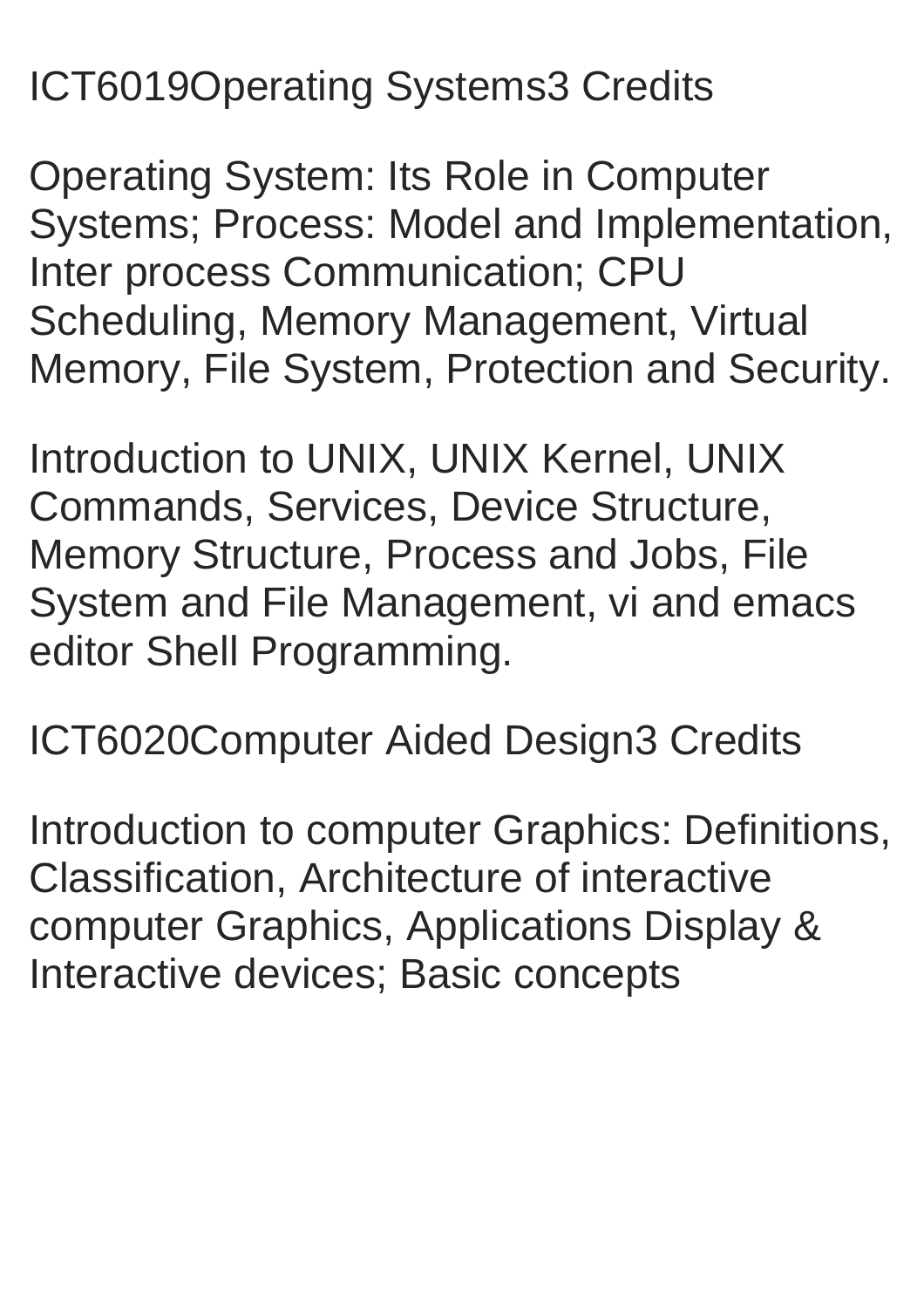ICT6019Operating Systems3 Credits

Operating System: Its Role in Computer Systems; Process: Model and Implementation, Inter process Communication; CPU Scheduling, Memory Management, Virtual Memory, File System, Protection and Security.

Introduction to UNIX, UNIX Kernel, UNIX Commands, Services, Device Structure, Memory Structure, Process and Jobs, File System and File Management, vi and emacs editor Shell Programming.

ICT6020Computer Aided Design3 Credits

Introduction to computer Graphics: Definitions, Classification, Architecture of interactive computer Graphics, Applications Display & Interactive devices; Basic concepts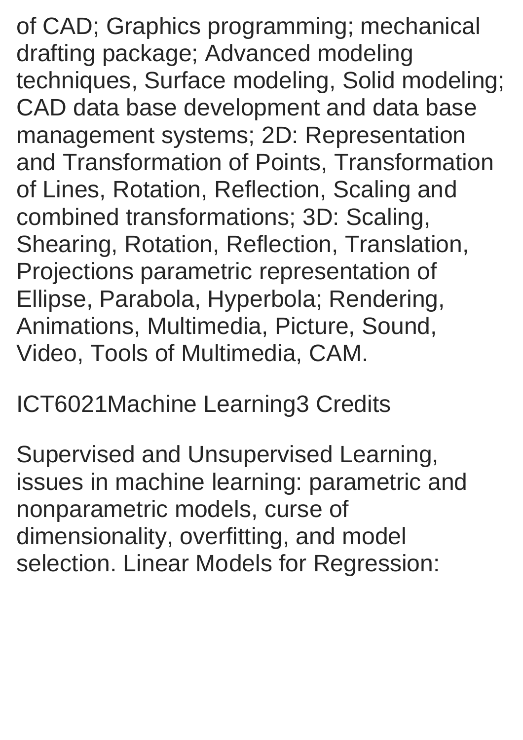of CAD; Graphics programming; mechanical drafting package; Advanced modeling techniques, Surface modeling, Solid modeling; CAD data base development and data base management systems; 2D: Representation and Transformation of Points, Transformation of Lines, Rotation, Reflection, Scaling and combined transformations; 3D: Scaling, Shearing, Rotation, Reflection, Translation, Projections parametric representation of Ellipse, Parabola, Hyperbola; Rendering, Animations, Multimedia, Picture, Sound, Video, Tools of Multimedia, CAM.

ICT6021Machine Learning3 Credits

Supervised and Unsupervised Learning, issues in machine learning: parametric and nonparametric models, curse of dimensionality, overfitting, and model selection. Linear Models for Regression: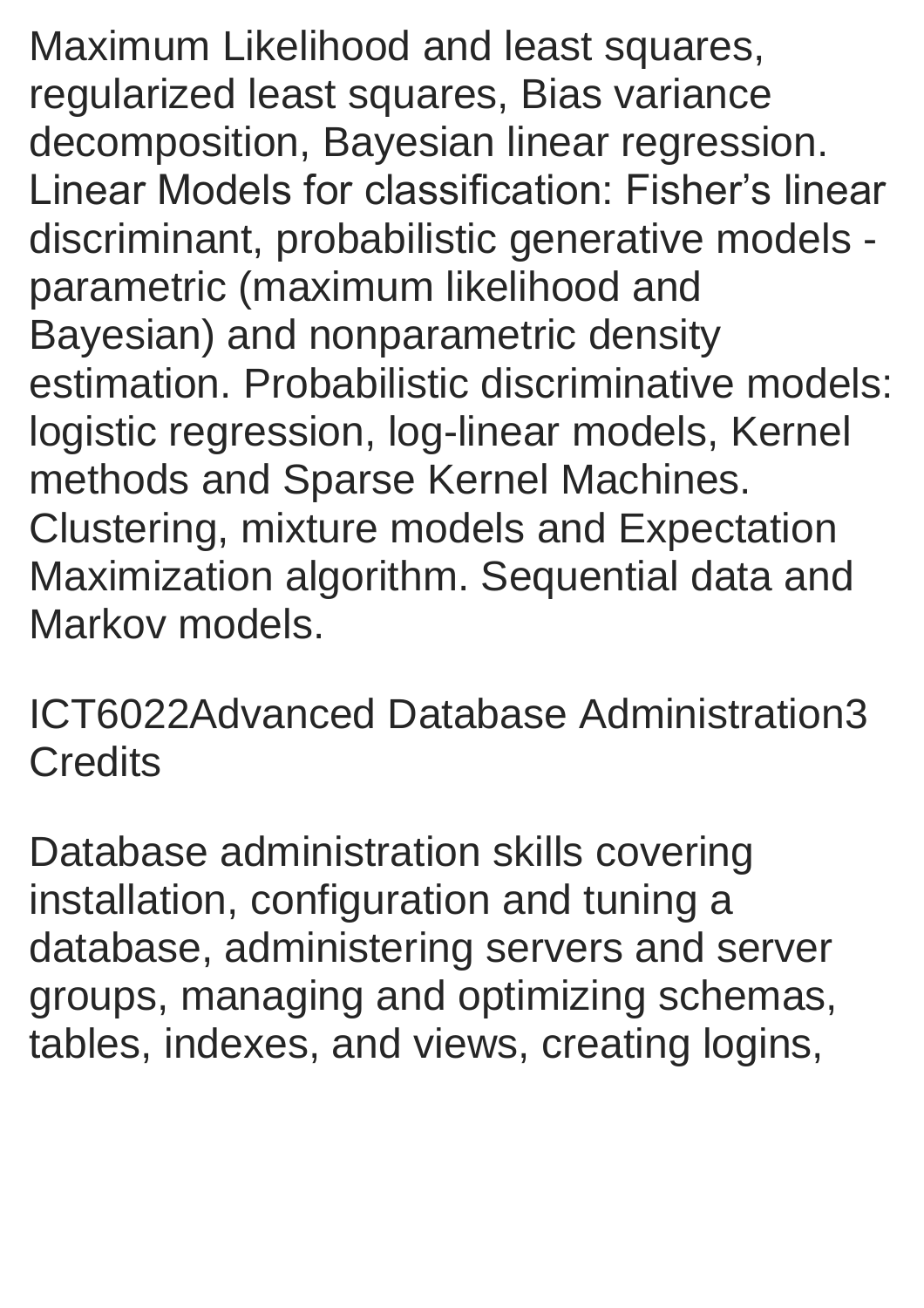Maximum Likelihood and least squares, regularized least squares, Bias variance decomposition, Bayesian linear regression. Linear Models for classification: Fisher's linear discriminant, probabilistic generative models - parametric (maximum likelihood and Bayesian) and nonparametric density estimation. Probabilistic discriminative models: logistic regression, log-linear models, Kernel methods and Sparse Kernel Machines. Clustering, mixture models and Expectation Maximization algorithm. Sequential data and Markov models.

ICT6022Advanced Database Administration3 Credits

Database administration skills covering installation, configuration and tuning a database, administering servers and server groups, managing and optimizing schemas, tables, indexes, and views, creating logins,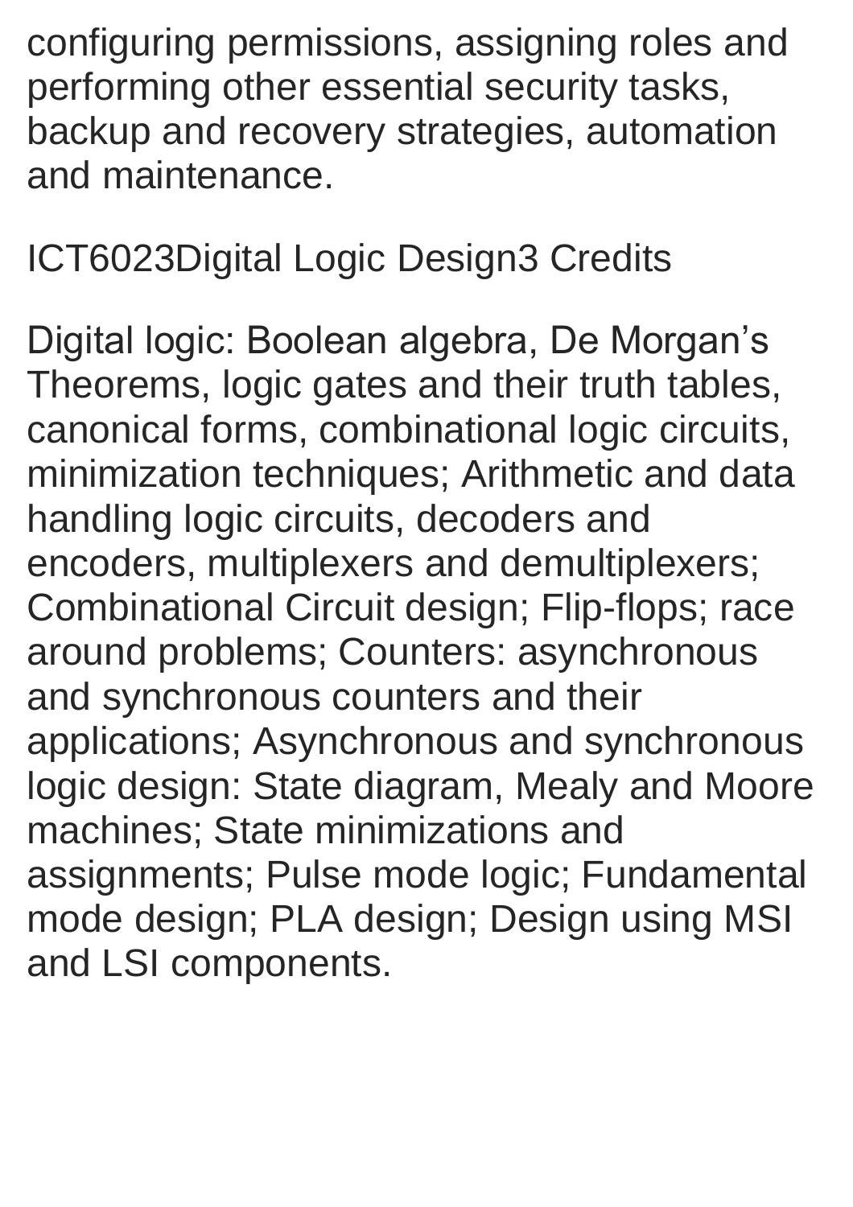configuring permissions, assigning roles and performing other essential security tasks, backup and recovery strategies, automation and maintenance.

ICT6023Digital Logic Design3 Credits

Digital logic: Boolean algebra, De Morgan’s Theorems, logic gates and their truth tables, canonical forms, combinational logic circuits, minimization techniques; Arithmetic and data handling logic circuits, decoders and encoders, multiplexers and demultiplexers; Combinational Circuit design; Flip-flops; race around problems; Counters: asynchronous and synchronous counters and their applications; Asynchronous and synchronous logic design: State diagram, Mealy and Moore machines; State minimizations and assignments; Pulse mode logic; Fundamental mode design; PLA design; Design using MSI and LSI components.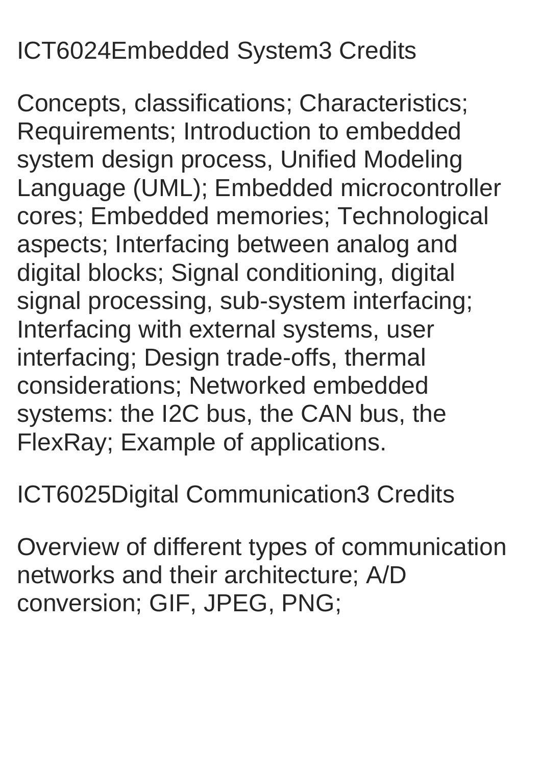ICT6024Embedded System3 Credits

Concepts, classifications; Characteristics; Requirements; Introduction to embedded system design process, Unified Modeling Language (UML); Embedded microcontroller cores; Embedded memories; Technological aspects; Interfacing between analog and digital blocks; Signal conditioning, digital signal processing, sub-system interfacing; Interfacing with external systems, user interfacing; Design trade-offs, thermal considerations; Networked embedded systems: the I2C bus, the CAN bus, the FlexRay; Example of applications.

ICT6025Digital Communication3 Credits

Overview of different types of communication networks and their architecture; A/D conversion; GIF, JPEG, PNG;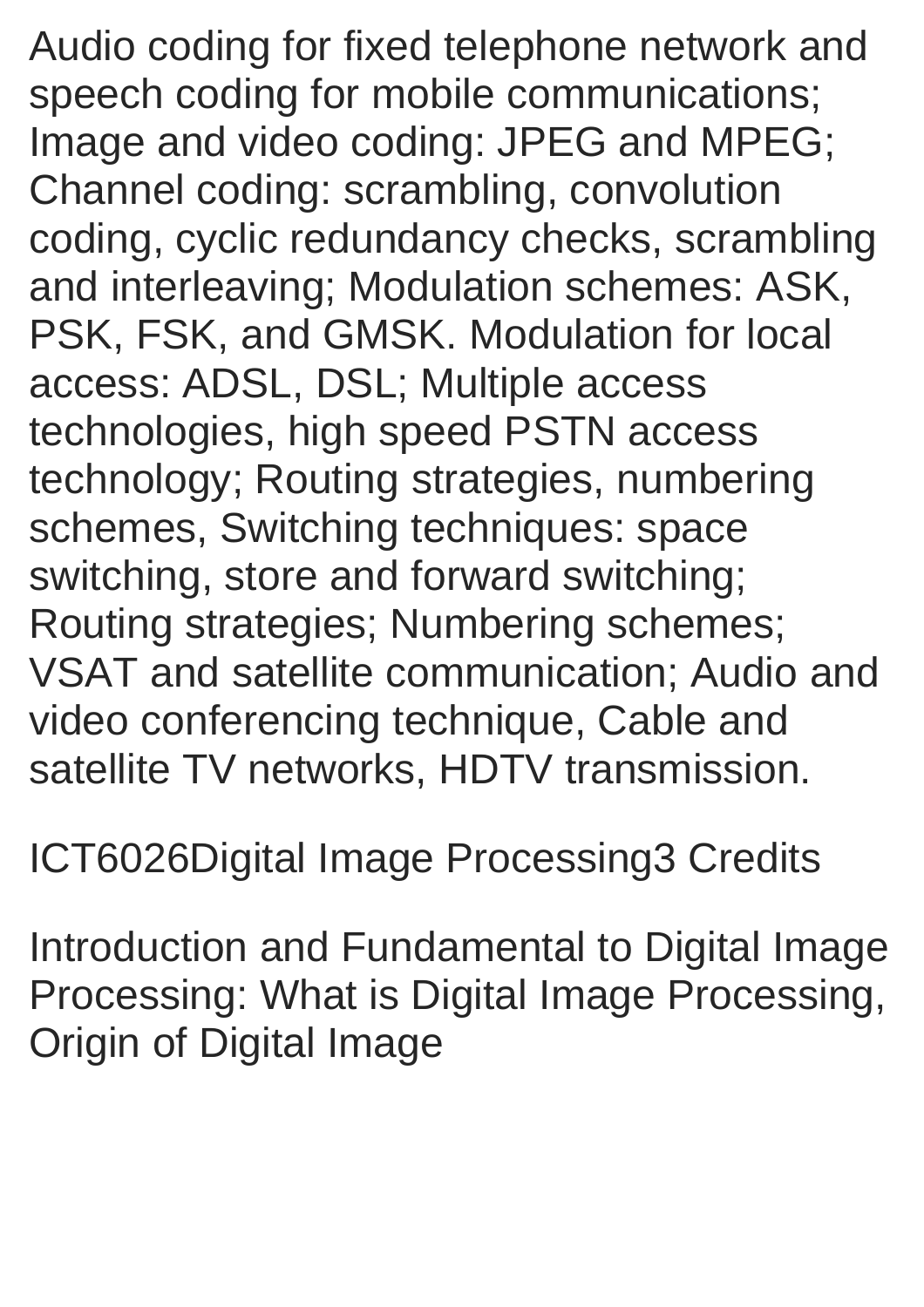Audio coding for fixed telephone network and speech coding for mobile communications; Image and video coding: JPEG and MPEG; Channel coding: scrambling, convolution coding, cyclic redundancy checks, scrambling and interleaving; Modulation schemes: ASK, PSK, FSK, and GMSK. Modulation for local access: ADSL, DSL; Multiple access technologies, high speed PSTN access technology; Routing strategies, numbering schemes, Switching techniques: space switching, store and forward switching; Routing strategies; Numbering schemes; VSAT and satellite communication; Audio and video conferencing technique, Cable and satellite TV networks, HDTV transmission.

ICT6026Digital Image Processing3 Credits

Introduction and Fundamental to Digital Image Processing: What is Digital Image Processing, Origin of Digital Image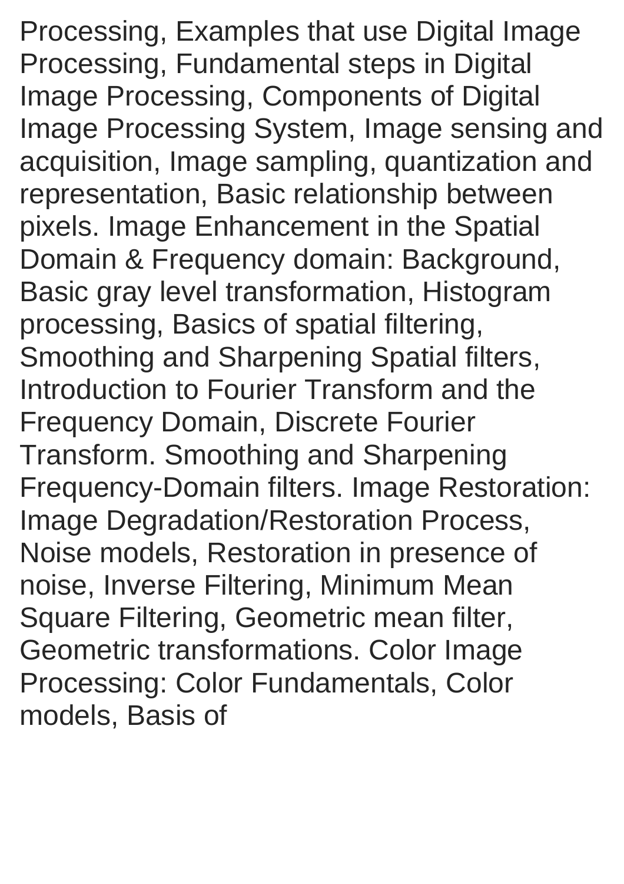Processing, Examples that use Digital Image Processing, Fundamental steps in Digital Image Processing, Components of Digital Image Processing System, Image sensing and acquisition, Image sampling, quantization and representation, Basic relationship between pixels. Image Enhancement in the Spatial Domain & Frequency domain: Background, Basic gray level transformation, Histogram processing, Basics of spatial filtering, Smoothing and Sharpening Spatial filters, Introduction to Fourier Transform and the Frequency Domain, Discrete Fourier Transform. Smoothing and Sharpening Frequency-Domain filters. Image Restoration: Image Degradation/Restoration Process, Noise models, Restoration in presence of noise, Inverse Filtering, Minimum Mean Square Filtering, Geometric mean filter, Geometric transformations. Color Image Processing: Color Fundamentals, Color models, Basis of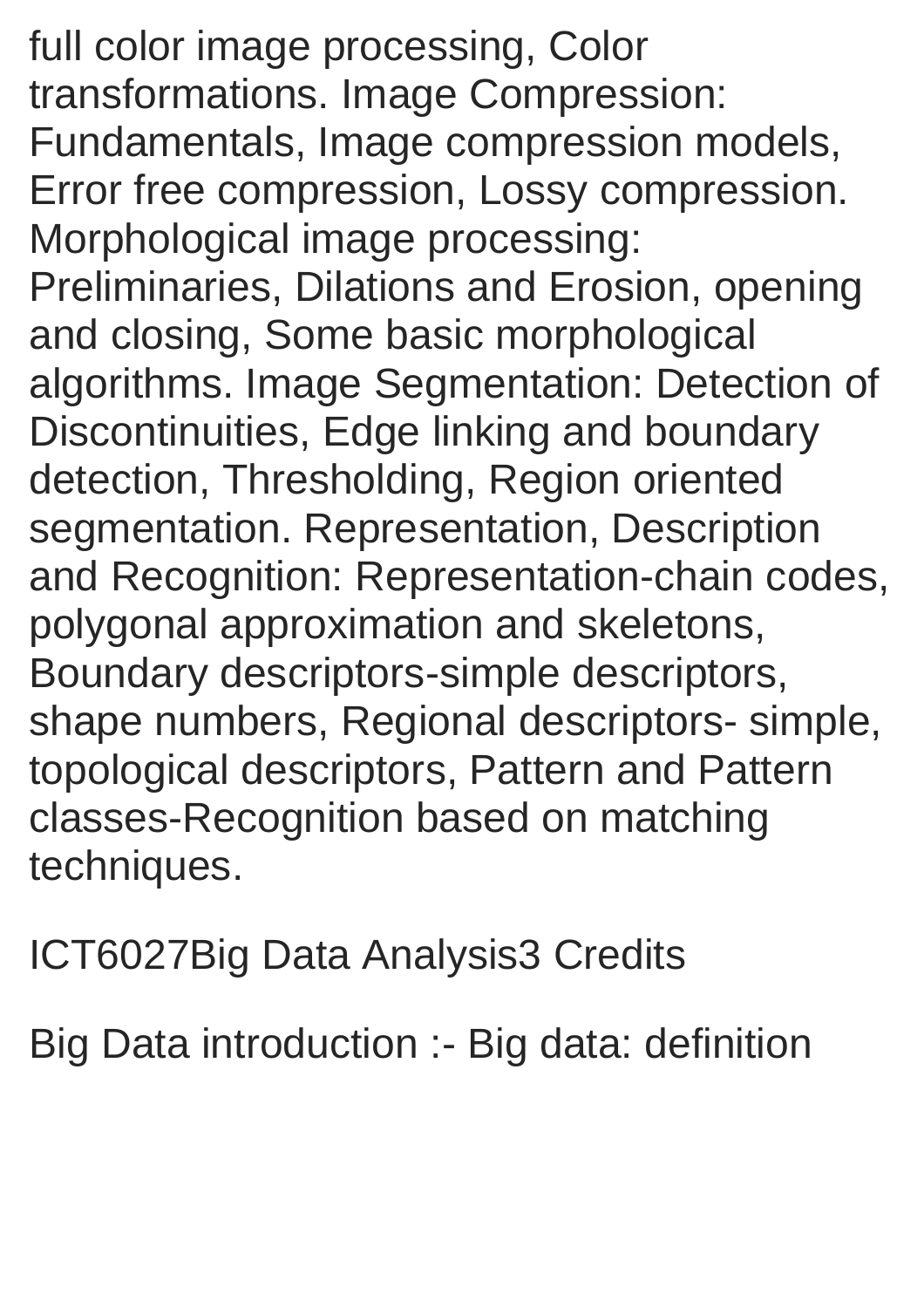full color image processing, Color transformations. Image Compression: Fundamentals, Image compression models, Error free compression, Lossy compression. Morphological image processing: Preliminaries, Dilations and Erosion, opening and closing, Some basic morphological algorithms. Image Segmentation: Detection of Discontinuities, Edge linking and boundary detection, Thresholding, Region oriented segmentation. Representation, Description and Recognition: Representation-chain codes, polygonal approximation and skeletons, Boundary descriptors-simple descriptors, shape numbers, Regional descriptors- simple, topological descriptors, Pattern and Pattern classes-Recognition based on matching techniques.

ICT6027Big Data Analysis3 Credits

Big Data introduction :- Big data: definition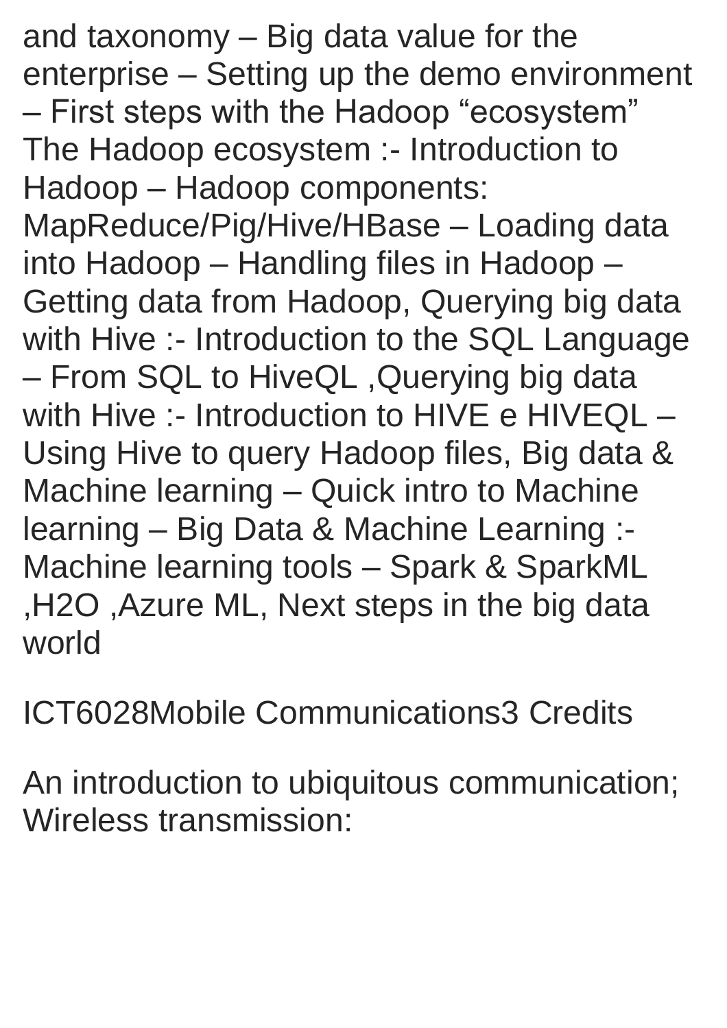and taxonomy – Big data value for the enterprise – Setting up the demo environment – First steps with the Hadoop “ecosystem” The Hadoop ecosystem :- Introduction to Hadoop – Hadoop components: MapReduce/Pig/Hive/HBase – Loading data into Hadoop – Handling files in Hadoop – Getting data from Hadoop, Querying big data with Hive :- Introduction to the SQL Language – From SQL to HiveQL ,Querying big data with Hive :- Introduction to HIVE e HIVEQL – Using Hive to query Hadoop files, Big data & Machine learning – Quick intro to Machine learning – Big Data & Machine Learning :- Machine learning tools – Spark & SparkML ,H2O ,Azure ML, Next steps in the big data world

ICT6028Mobile Communications3 Credits

An introduction to ubiquitous communication; Wireless transmission: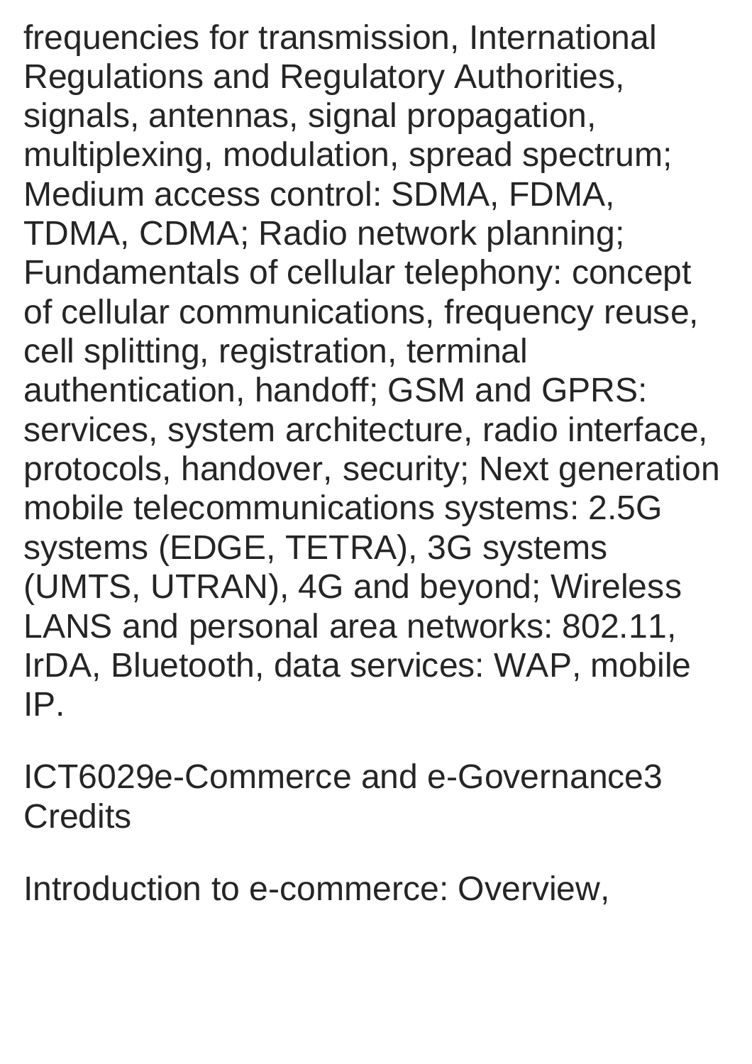frequencies for transmission, International Regulations and Regulatory Authorities, signals, antennas, signal propagation, multiplexing, modulation, spread spectrum; Medium access control: SDMA, FDMA, TDMA, CDMA; Radio network planning; Fundamentals of cellular telephony: concept of cellular communications, frequency reuse, cell splitting, registration, terminal authentication, handoff; GSM and GPRS: services, system architecture, radio interface, protocols, handover, security; Next generation mobile telecommunications systems: 2.5G systems (EDGE, TETRA), 3G systems (UMTS, UTRAN), 4G and beyond; Wireless LANS and personal area networks: 802.11, IrDA, Bluetooth, data services: WAP, mobile IP.

ICT6029e-Commerce and e-Governance3 Credits

Introduction to e-commerce: Overview,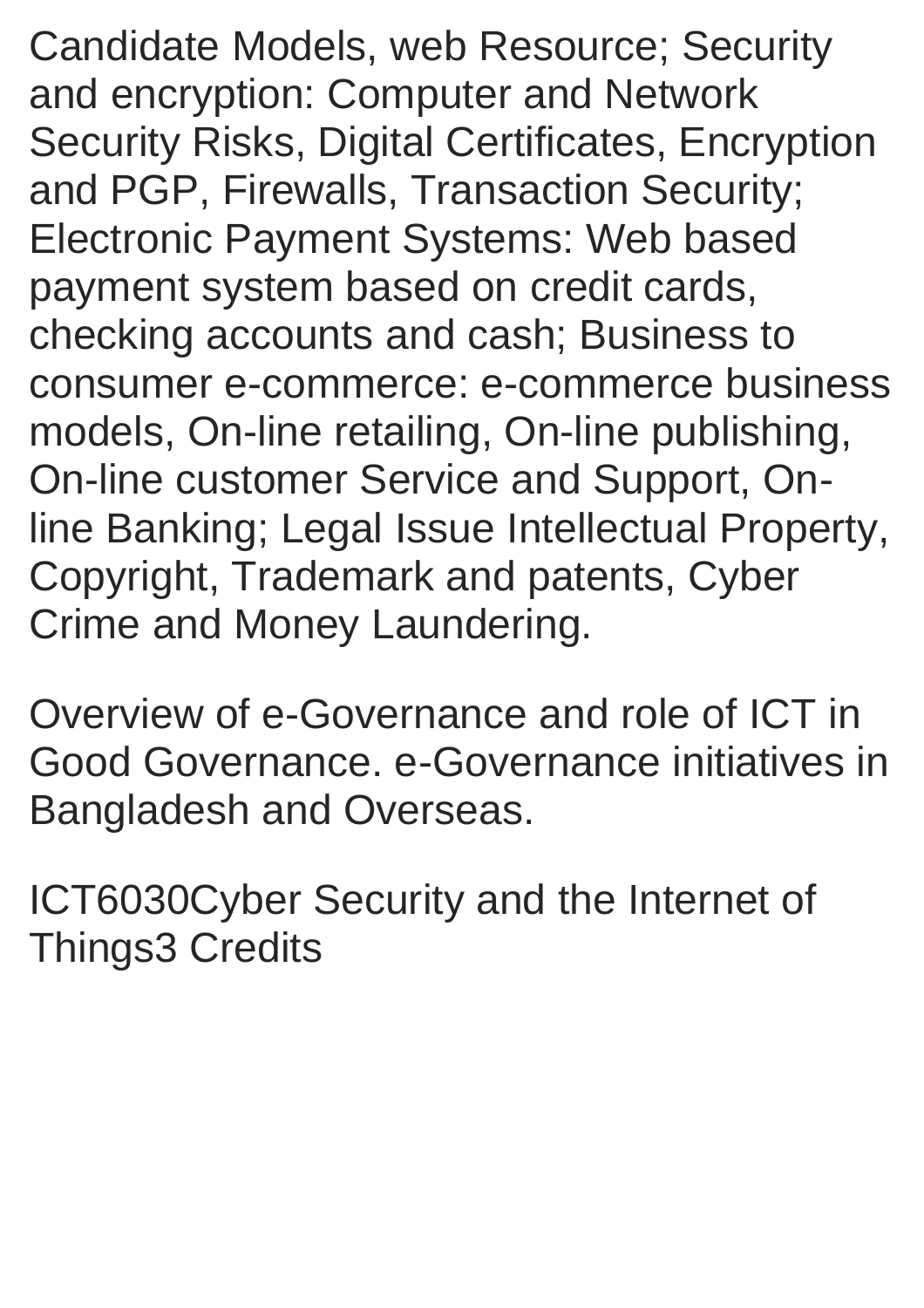Candidate Models, web Resource; Security and encryption: Computer and Network Security Risks, Digital Certificates, Encryption and PGP, Firewalls, Transaction Security; Electronic Payment Systems: Web based payment system based on credit cards, checking accounts and cash; Business to consumer e-commerce: e-commerce business models, On-line retailing, On-line publishing, On-line customer Service and Support, On-line Banking; Legal Issue Intellectual Property, Copyright, Trademark and patents, Cyber Crime and Money Laundering.

Overview of e-Governance and role of ICT in Good Governance. e-Governance initiatives in Bangladesh and Overseas.

ICT6030Cyber Security and the Internet of Things3 Credits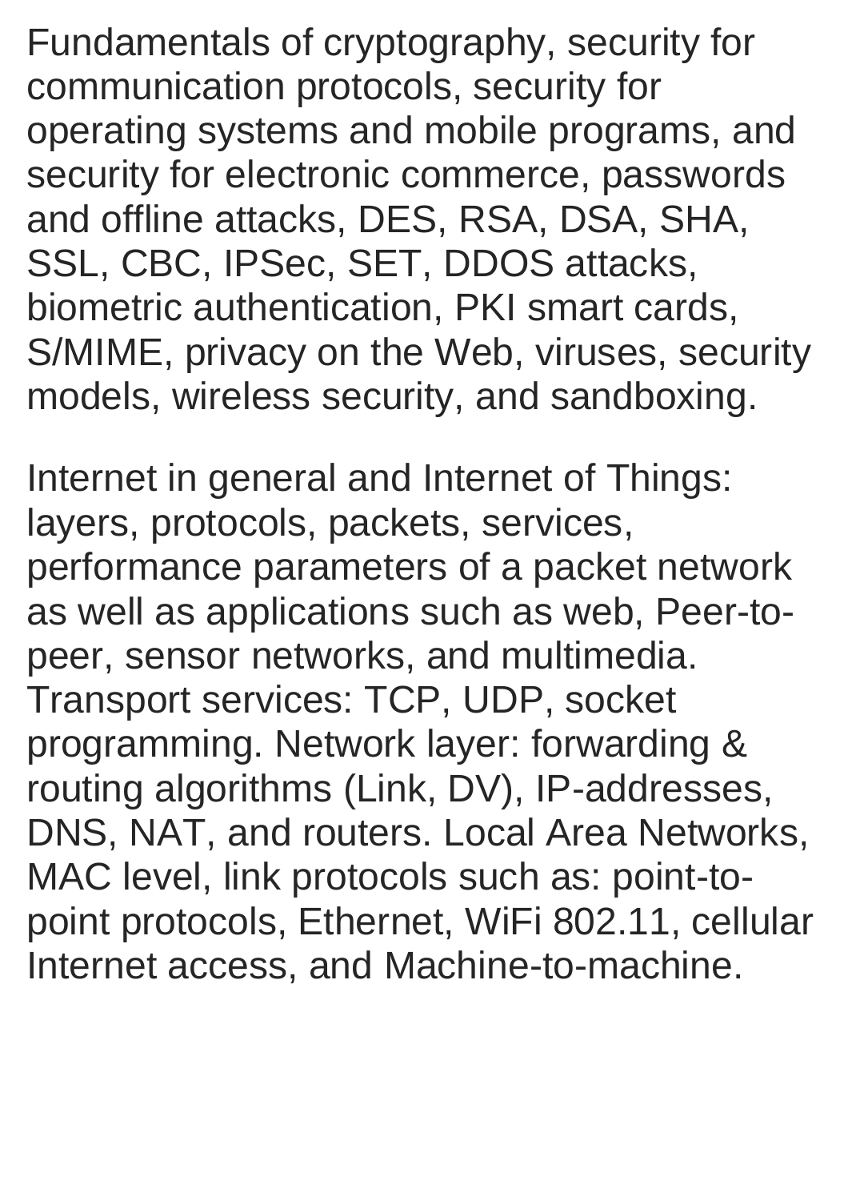Fundamentals of cryptography, security for communication protocols, security for operating systems and mobile programs, and security for electronic commerce, passwords and offline attacks, DES, RSA, DSA, SHA, SSL, CBC, IPSec, SET, DDOS attacks, biometric authentication, PKI smart cards, S/MIME, privacy on the Web, viruses, security models, wireless security, and sandboxing.

Internet in general and Internet of Things: layers, protocols, packets, services, performance parameters of a packet network as well as applications such as web, Peer-to-peer, sensor networks, and multimedia. Transport services: TCP, UDP, socket programming. Network layer: forwarding & routing algorithms (Link, DV), IP-addresses, DNS, NAT, and routers. Local Area Networks, MAC level, link protocols such as: point-to-point protocols, Ethernet, WiFi 802.11, cellular Internet access, and Machine-to-machine.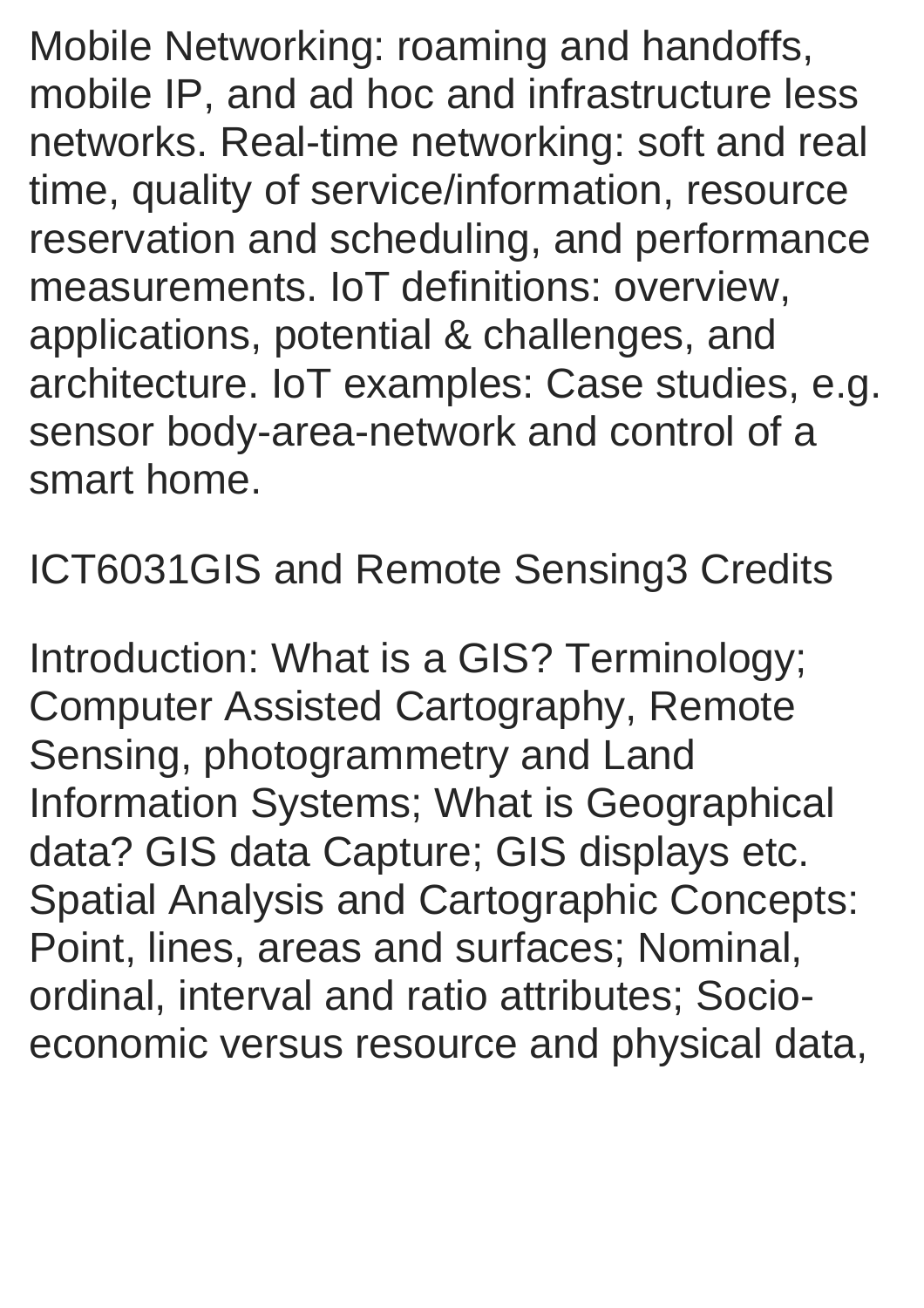Mobile Networking: roaming and handoffs, mobile IP, and ad hoc and infrastructure less networks. Real-time networking: soft and real time, quality of service/information, resource reservation and scheduling, and performance measurements. IoT definitions: overview, applications, potential & challenges, and architecture. IoT examples: Case studies, e.g. sensor body-area-network and control of a smart home.

ICT6031GIS and Remote Sensing3 Credits

Introduction: What is a GIS? Terminology; Computer Assisted Cartography, Remote Sensing, photogrammetry and Land Information Systems; What is Geographical data? GIS data Capture; GIS displays etc. Spatial Analysis and Cartographic Concepts: Point, lines, areas and surfaces; Nominal, ordinal, interval and ratio attributes; Socio-economic versus resource and physical data,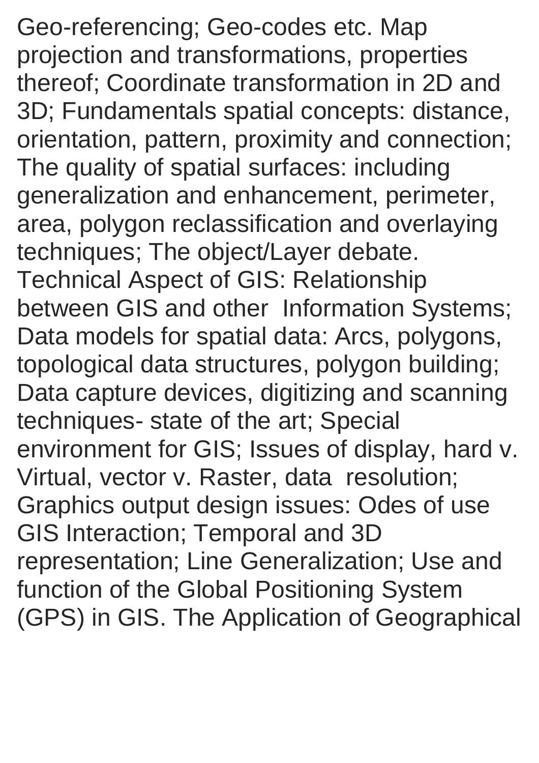Geo-referencing; Geo-codes etc. Map projection and transformations, properties thereof; Coordinate transformation in 2D and 3D; Fundamentals spatial concepts: distance, orientation, pattern, proximity and connection; The quality of spatial surfaces: including generalization and enhancement, perimeter, area, polygon reclassification and overlaying techniques; The object/Layer debate. Technical Aspect of GIS: Relationship between GIS and other Information Systems; Data models for spatial data: Arcs, polygons, topological data structures, polygon building; Data capture devices, digitizing and scanning techniques- state of the art; Special environment for GIS; Issues of display, hard v. Virtual, vector v. Raster, data resolution; Graphics output design issues: Odes of use GIS Interaction; Temporal and 3D representation; Line Generalization; Use and function of the Global Positioning System (GPS) in GIS. The Application of Geographical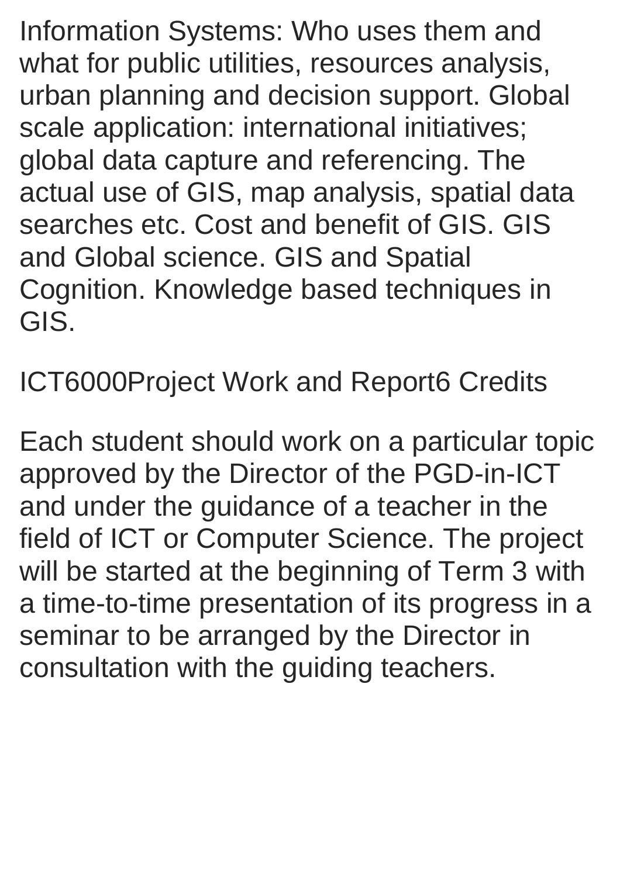Information Systems: Who uses them and what for public utilities, resources analysis, urban planning and decision support. Global scale application: international initiatives; global data capture and referencing. The actual use of GIS, map analysis, spatial data searches etc. Cost and benefit of GIS. GIS and Global science. GIS and Spatial Cognition. Knowledge based techniques in GIS.

ICT6000Project Work and Report6 Credits

Each student should work on a particular topic approved by the Director of the PGD-in-ICT and under the guidance of a teacher in the field of ICT or Computer Science. The project will be started at the beginning of Term 3 with a time-to-time presentation of its progress in a seminar to be arranged by the Director in consultation with the guiding teachers.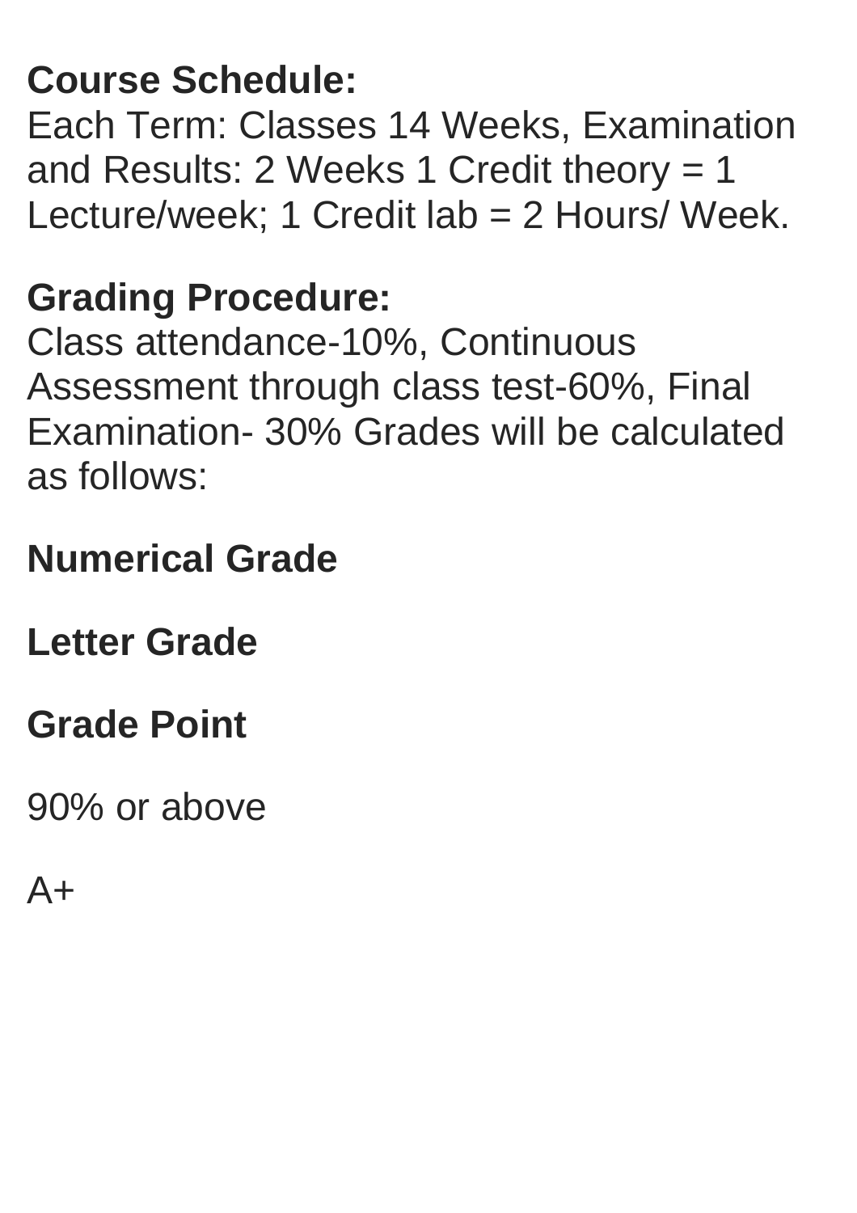**Course Schedule:**
Each Term: Classes 14 Weeks, Examination and Results: 2 Weeks 1 Credit theory = 1 Lecture/week; 1 Credit lab = 2 Hours/ Week.

**Grading Procedure:**
Class attendance-10%, Continuous Assessment through class test-60%, Final Examination- 30% Grades will be calculated as follows:

**Numerical Grade**

**Letter Grade**

**Grade Point**

90% or above

A+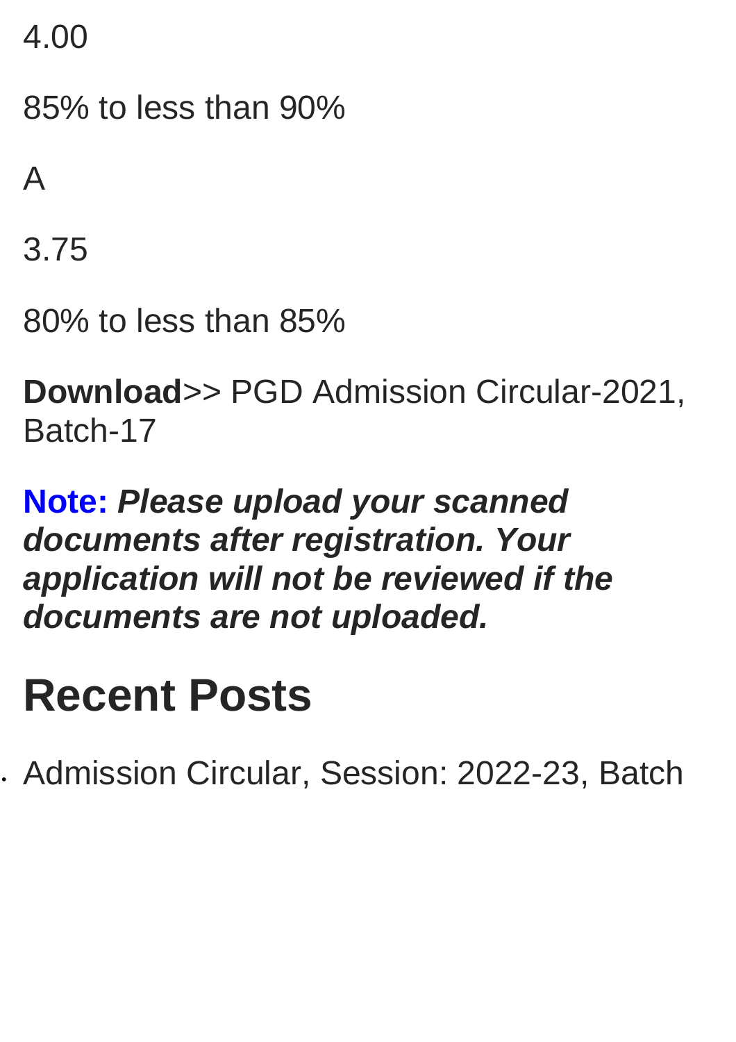4.00

85% to less than 90%

A

3.75

80% to less than 85%

**Download**>> PGD Admission Circular-2021, Batch-17

**Note:** ***Please upload your scanned documents after registration. Your application will not be reviewed if the documents are not uploaded.***

## Recent Posts

- Admission Circular, Session: 2022-23, Batch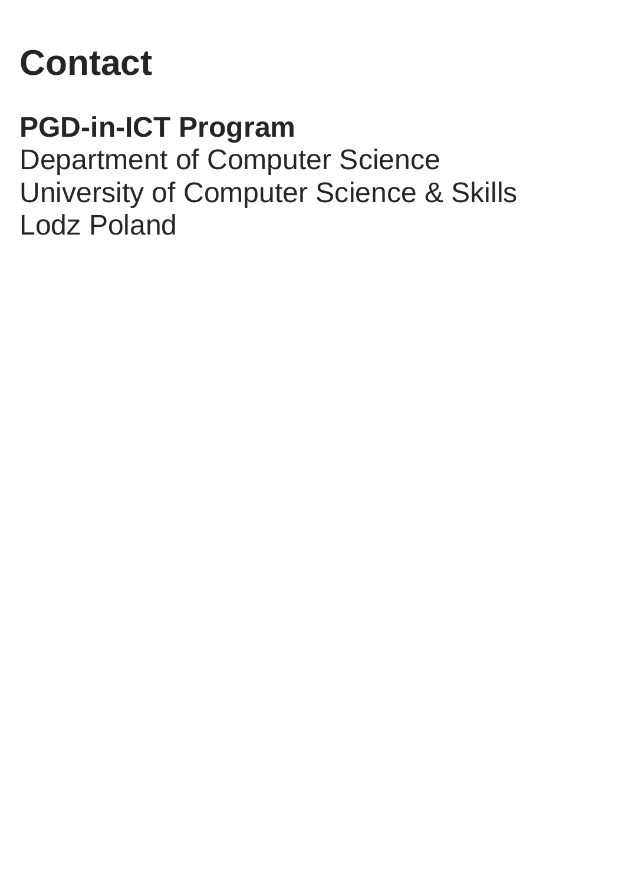# Contact

**PGD-in-ICT Program**
Department of Computer Science
University of Computer Science & Skills
Lodz Poland